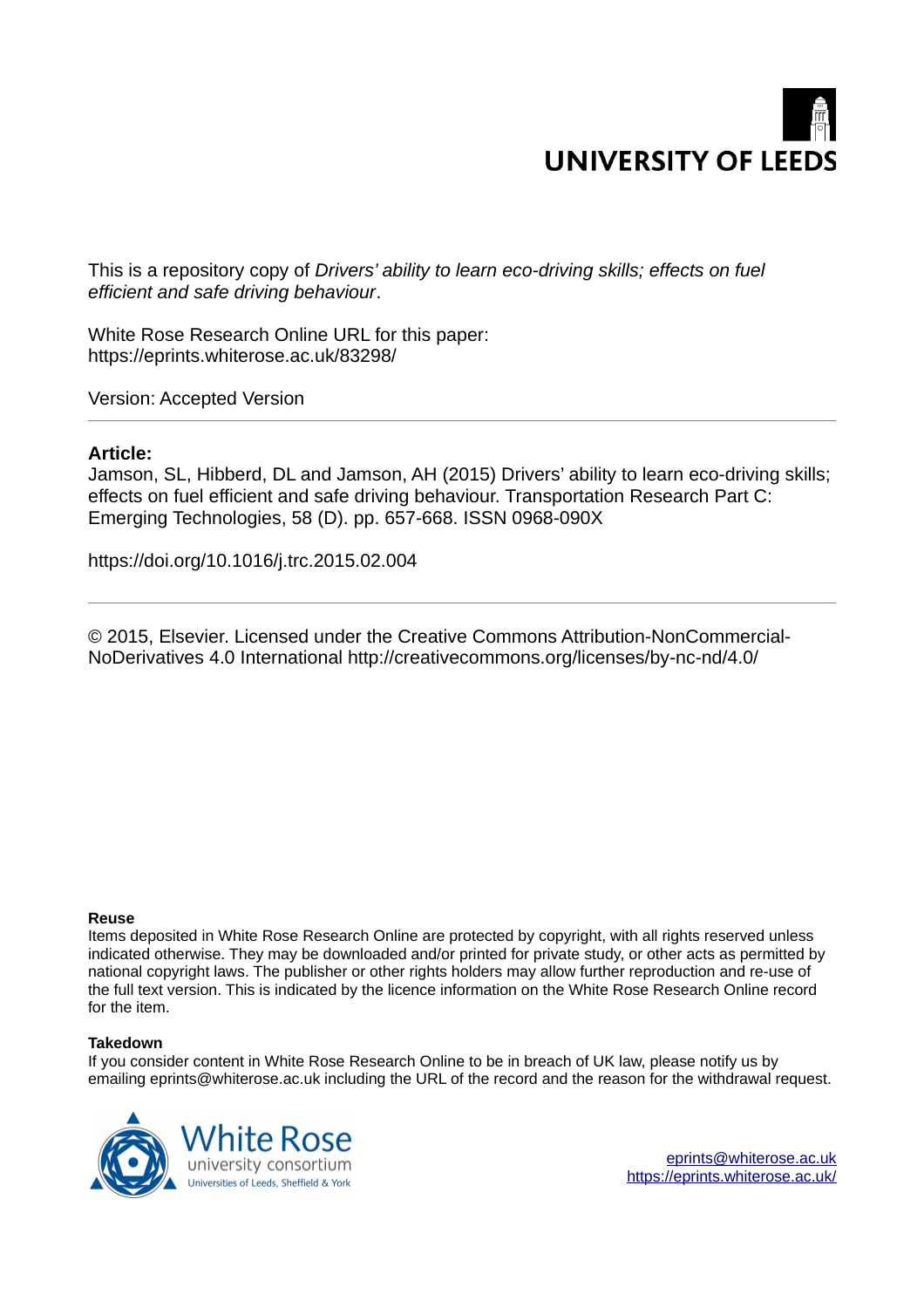UNIVERSITY OF LEEDS

This is a repository copy of *Drivers' ability to learn eco-driving skills; effects on fuel efficient and safe driving behaviour*.

White Rose Research Online URL for this paper:
https://eprints.whiterose.ac.uk/83298/

Version: Accepted Version

---

**Article:**

Jamson, SL, Hibberd, DL and Jamson, AH (2015) Drivers' ability to learn eco-driving skills; effects on fuel efficient and safe driving behaviour. Transportation Research Part C: Emerging Technologies, 58 (D). pp. 657-668. ISSN 0968-090X

https://doi.org/10.1016/j.trc.2015.02.004

---

© 2015, Elsevier. Licensed under the Creative Commons Attribution-NonCommercial-NoDerivatives 4.0 International http://creativecommons.org/licenses/by-nc-nd/4.0/

**Reuse**

Items deposited in White Rose Research Online are protected by copyright, with all rights reserved unless indicated otherwise. They may be downloaded and/or printed for private study, or other acts as permitted by national copyright laws. The publisher or other rights holders may allow further reproduction and re-use of the full text version. This is indicated by the licence information on the White Rose Research Online record for the item.

**Takedown**

If you consider content in White Rose Research Online to be in breach of UK law, please notify us by emailing eprints@whiterose.ac.uk including the URL of the record and the reason for the withdrawal request.

White Rose university consortium
Universities of Leeds, Sheffield & York

eprints@whiterose.ac.uk
https://eprints.whiterose.ac.uk/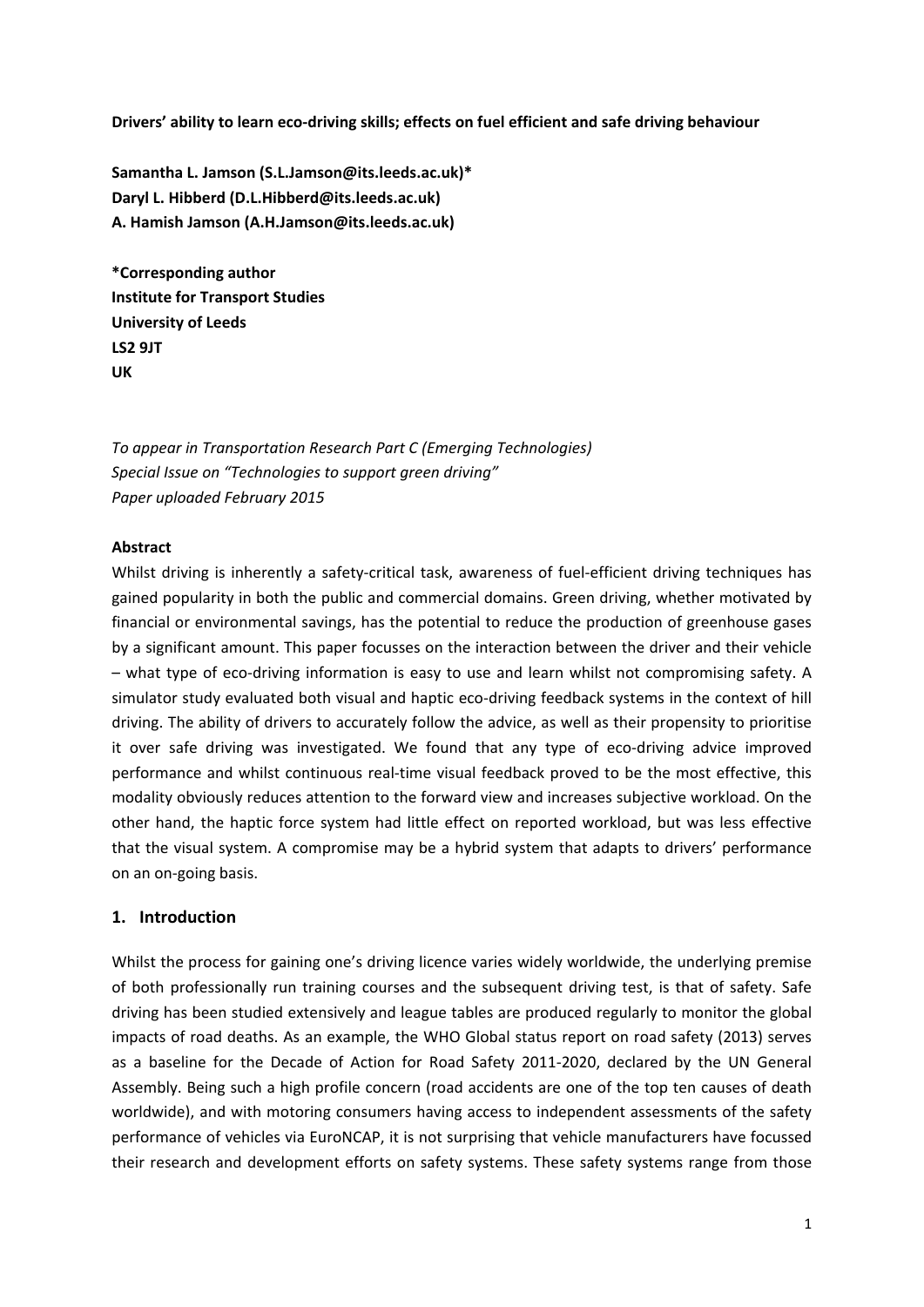**Drivers' ability to learn eco-driving skills; effects on fuel efficient and safe driving behaviour**

**Samantha L. Jamson (S.L.Jamson@its.leeds.ac.uk)***
**Daryl L. Hibberd (D.L.Hibberd@its.leeds.ac.uk)**
**A. Hamish Jamson (A.H.Jamson@its.leeds.ac.uk)**

**\*Corresponding author**
**Institute for Transport Studies**
**University of Leeds**
**LS2 9JT**
**UK**

*To appear in Transportation Research Part C (Emerging Technologies)*
*Special Issue on "Technologies to support green driving"*
*Paper uploaded February 2015*

**Abstract**

Whilst driving is inherently a safety-critical task, awareness of fuel-efficient driving techniques has gained popularity in both the public and commercial domains. Green driving, whether motivated by financial or environmental savings, has the potential to reduce the production of greenhouse gases by a significant amount. This paper focusses on the interaction between the driver and their vehicle – what type of eco-driving information is easy to use and learn whilst not compromising safety. A simulator study evaluated both visual and haptic eco-driving feedback systems in the context of hill driving. The ability of drivers to accurately follow the advice, as well as their propensity to prioritise it over safe driving was investigated. We found that any type of eco-driving advice improved performance and whilst continuous real-time visual feedback proved to be the most effective, this modality obviously reduces attention to the forward view and increases subjective workload. On the other hand, the haptic force system had little effect on reported workload, but was less effective that the visual system. A compromise may be a hybrid system that adapts to drivers' performance on an on-going basis.

## 1. Introduction

Whilst the process for gaining one's driving licence varies widely worldwide, the underlying premise of both professionally run training courses and the subsequent driving test, is that of safety. Safe driving has been studied extensively and league tables are produced regularly to monitor the global impacts of road deaths. As an example, the WHO Global status report on road safety (2013) serves as a baseline for the Decade of Action for Road Safety 2011-2020, declared by the UN General Assembly. Being such a high profile concern (road accidents are one of the top ten causes of death worldwide), and with motoring consumers having access to independent assessments of the safety performance of vehicles via EuroNCAP, it is not surprising that vehicle manufacturers have focussed their research and development efforts on safety systems. These safety systems range from those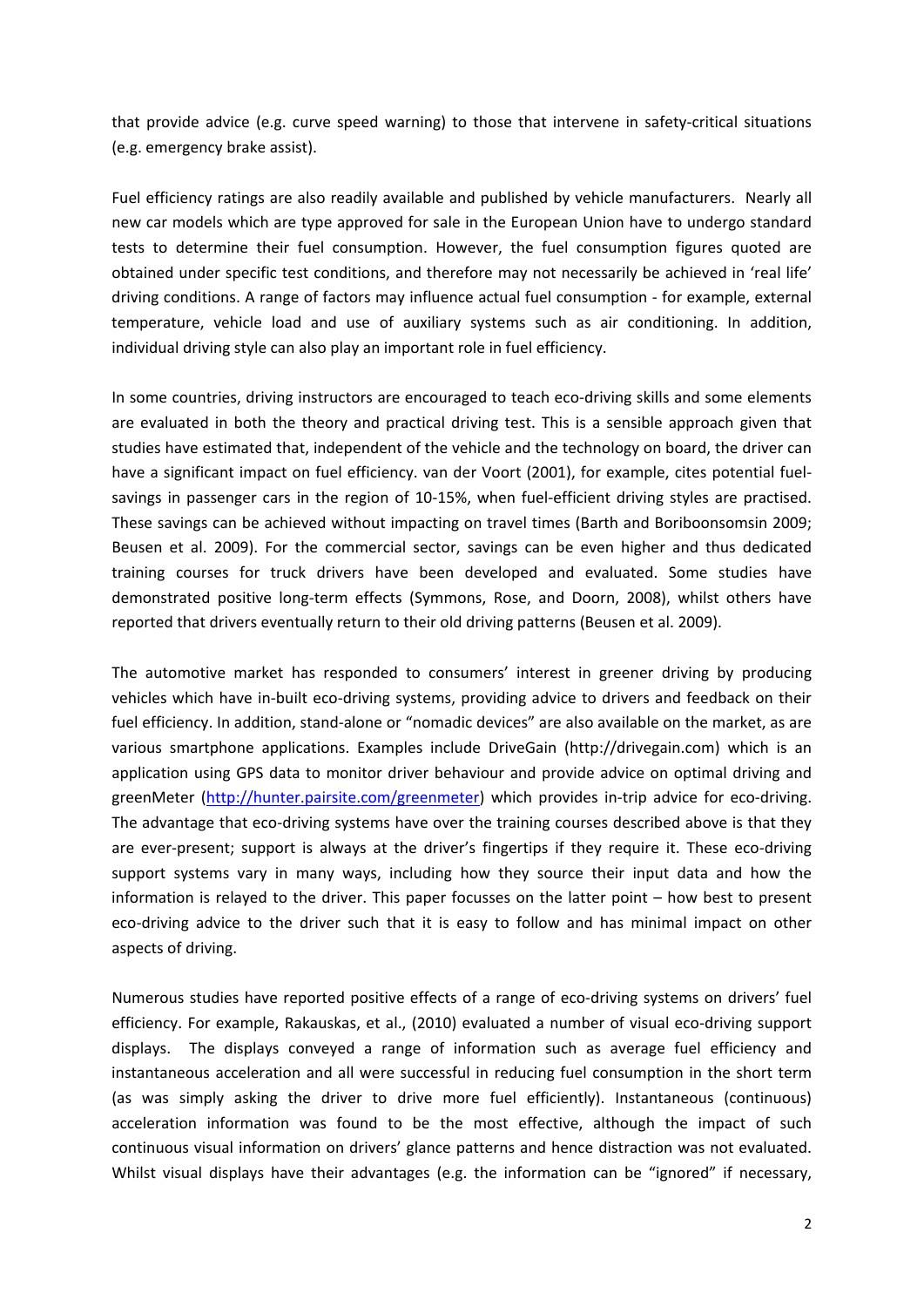that provide advice (e.g. curve speed warning) to those that intervene in safety-critical situations (e.g. emergency brake assist).

Fuel efficiency ratings are also readily available and published by vehicle manufacturers. Nearly all new car models which are type approved for sale in the European Union have to undergo standard tests to determine their fuel consumption. However, the fuel consumption figures quoted are obtained under specific test conditions, and therefore may not necessarily be achieved in 'real life' driving conditions. A range of factors may influence actual fuel consumption - for example, external temperature, vehicle load and use of auxiliary systems such as air conditioning. In addition, individual driving style can also play an important role in fuel efficiency.

In some countries, driving instructors are encouraged to teach eco-driving skills and some elements are evaluated in both the theory and practical driving test. This is a sensible approach given that studies have estimated that, independent of the vehicle and the technology on board, the driver can have a significant impact on fuel efficiency. van der Voort (2001), for example, cites potential fuel-savings in passenger cars in the region of 10-15%, when fuel-efficient driving styles are practised. These savings can be achieved without impacting on travel times (Barth and Boriboonsomsin 2009; Beusen et al. 2009). For the commercial sector, savings can be even higher and thus dedicated training courses for truck drivers have been developed and evaluated. Some studies have demonstrated positive long-term effects (Symmons, Rose, and Doorn, 2008), whilst others have reported that drivers eventually return to their old driving patterns (Beusen et al. 2009).

The automotive market has responded to consumers' interest in greener driving by producing vehicles which have in-built eco-driving systems, providing advice to drivers and feedback on their fuel efficiency. In addition, stand-alone or "nomadic devices" are also available on the market, as are various smartphone applications. Examples include DriveGain (http://drivegain.com) which is an application using GPS data to monitor driver behaviour and provide advice on optimal driving and greenMeter (http://hunter.pairsite.com/greenmeter) which provides in-trip advice for eco-driving. The advantage that eco-driving systems have over the training courses described above is that they are ever-present; support is always at the driver's fingertips if they require it. These eco-driving support systems vary in many ways, including how they source their input data and how the information is relayed to the driver. This paper focusses on the latter point – how best to present eco-driving advice to the driver such that it is easy to follow and has minimal impact on other aspects of driving.

Numerous studies have reported positive effects of a range of eco-driving systems on drivers' fuel efficiency. For example, Rakauskas, et al., (2010) evaluated a number of visual eco-driving support displays. The displays conveyed a range of information such as average fuel efficiency and instantaneous acceleration and all were successful in reducing fuel consumption in the short term (as was simply asking the driver to drive more fuel efficiently). Instantaneous (continuous) acceleration information was found to be the most effective, although the impact of such continuous visual information on drivers' glance patterns and hence distraction was not evaluated. Whilst visual displays have their advantages (e.g. the information can be "ignored" if necessary,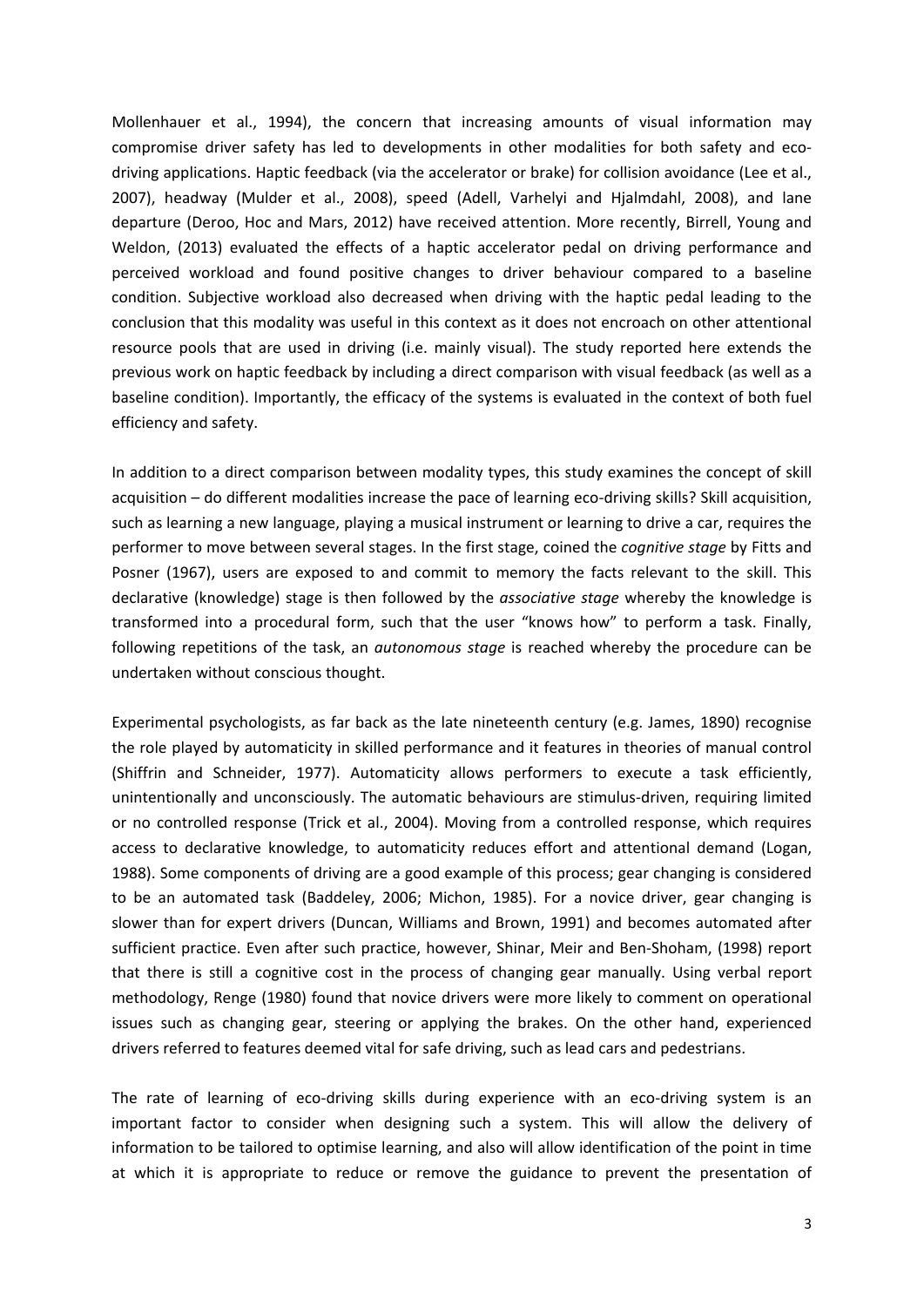Mollenhauer et al., 1994), the concern that increasing amounts of visual information may compromise driver safety has led to developments in other modalities for both safety and eco-driving applications. Haptic feedback (via the accelerator or brake) for collision avoidance (Lee et al., 2007), headway (Mulder et al., 2008), speed (Adell, Varhelyi and Hjalmdahl, 2008), and lane departure (Deroo, Hoc and Mars, 2012) have received attention. More recently, Birrell, Young and Weldon, (2013) evaluated the effects of a haptic accelerator pedal on driving performance and perceived workload and found positive changes to driver behaviour compared to a baseline condition. Subjective workload also decreased when driving with the haptic pedal leading to the conclusion that this modality was useful in this context as it does not encroach on other attentional resource pools that are used in driving (i.e. mainly visual). The study reported here extends the previous work on haptic feedback by including a direct comparison with visual feedback (as well as a baseline condition). Importantly, the efficacy of the systems is evaluated in the context of both fuel efficiency and safety.

In addition to a direct comparison between modality types, this study examines the concept of skill acquisition – do different modalities increase the pace of learning eco-driving skills? Skill acquisition, such as learning a new language, playing a musical instrument or learning to drive a car, requires the performer to move between several stages. In the first stage, coined the *cognitive stage* by Fitts and Posner (1967), users are exposed to and commit to memory the facts relevant to the skill. This declarative (knowledge) stage is then followed by the *associative stage* whereby the knowledge is transformed into a procedural form, such that the user "knows how" to perform a task. Finally, following repetitions of the task, an *autonomous stage* is reached whereby the procedure can be undertaken without conscious thought.

Experimental psychologists, as far back as the late nineteenth century (e.g. James, 1890) recognise the role played by automaticity in skilled performance and it features in theories of manual control (Shiffrin and Schneider, 1977). Automaticity allows performers to execute a task efficiently, unintentionally and unconsciously. The automatic behaviours are stimulus-driven, requiring limited or no controlled response (Trick et al., 2004). Moving from a controlled response, which requires access to declarative knowledge, to automaticity reduces effort and attentional demand (Logan, 1988). Some components of driving are a good example of this process; gear changing is considered to be an automated task (Baddeley, 2006; Michon, 1985). For a novice driver, gear changing is slower than for expert drivers (Duncan, Williams and Brown, 1991) and becomes automated after sufficient practice. Even after such practice, however, Shinar, Meir and Ben-Shoham, (1998) report that there is still a cognitive cost in the process of changing gear manually. Using verbal report methodology, Renge (1980) found that novice drivers were more likely to comment on operational issues such as changing gear, steering or applying the brakes. On the other hand, experienced drivers referred to features deemed vital for safe driving, such as lead cars and pedestrians.

The rate of learning of eco-driving skills during experience with an eco-driving system is an important factor to consider when designing such a system. This will allow the delivery of information to be tailored to optimise learning, and also will allow identification of the point in time at which it is appropriate to reduce or remove the guidance to prevent the presentation of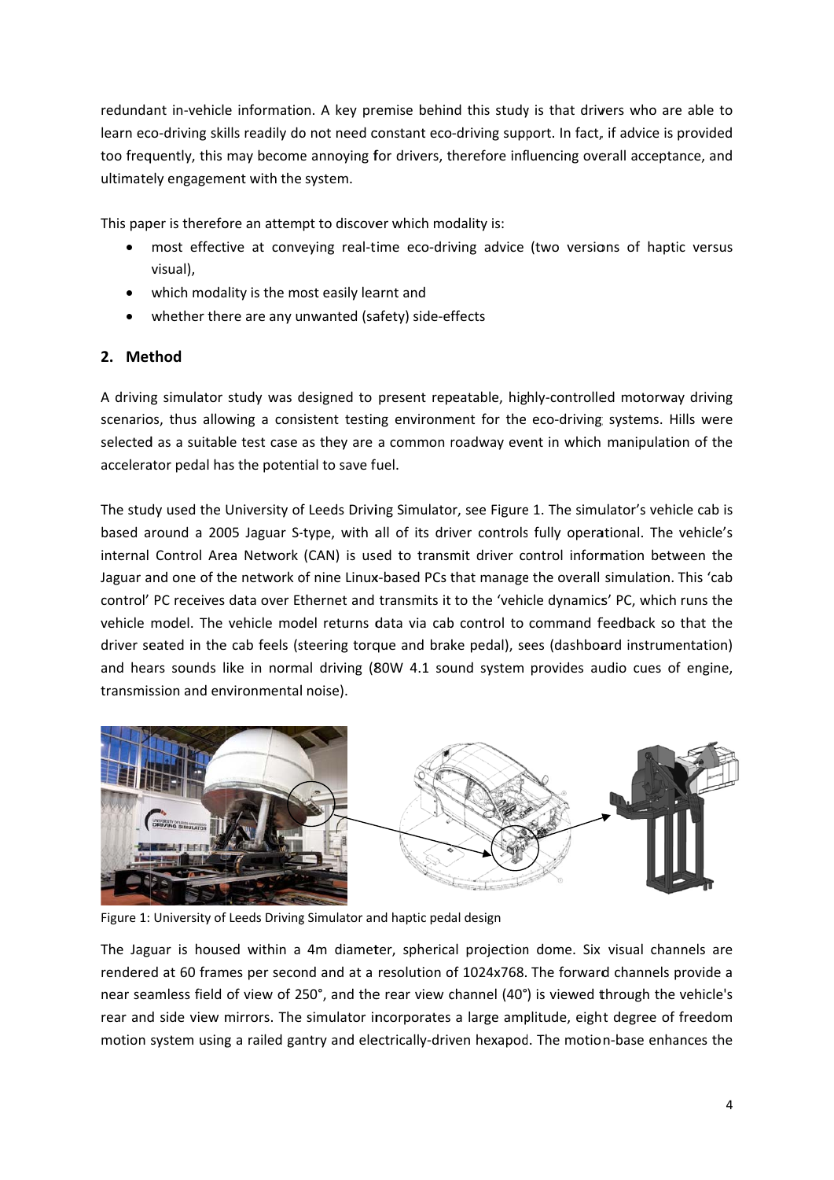redundant in-vehicle information. A key premise behind this study is that drivers who are able to learn eco-driving skills readily do not need constant eco-driving support. In fact, if advice is provided too frequently, this may become annoying for drivers, therefore influencing overall acceptance, and ultimately engagement with the system.

This paper is therefore an attempt to discover which modality is:

- most effective at conveying real-time eco-driving advice (two versions of haptic versus visual),
- which modality is the most easily learnt and
- whether there are any unwanted (safety) side-effects

## 2. Method

A driving simulator study was designed to present repeatable, highly-controlled motorway driving scenarios, thus allowing a consistent testing environment for the eco-driving systems. Hills were selected as a suitable test case as they are a common roadway event in which manipulation of the accelerator pedal has the potential to save fuel.

The study used the University of Leeds Driving Simulator, see Figure 1. The simulator's vehicle cab is based around a 2005 Jaguar S-type, with all of its driver controls fully operational. The vehicle's internal Control Area Network (CAN) is used to transmit driver control information between the Jaguar and one of the network of nine Linux-based PCs that manage the overall simulation. This 'cab control' PC receives data over Ethernet and transmits it to the 'vehicle dynamics' PC, which runs the vehicle model. The vehicle model returns data via cab control to command feedback so that the driver seated in the cab feels (steering torque and brake pedal), sees (dashboard instrumentation) and hears sounds like in normal driving (80W 4.1 sound system provides audio cues of engine, transmission and environmental noise).

Figure 1: University of Leeds Driving Simulator and haptic pedal design

The Jaguar is housed within a 4m diameter, spherical projection dome. Six visual channels are rendered at 60 frames per second and at a resolution of 1024x768. The forward channels provide a near seamless field of view of 250°, and the rear view channel (40°) is viewed through the vehicle's rear and side view mirrors. The simulator incorporates a large amplitude, eight degree of freedom motion system using a railed gantry and electrically-driven hexapod. The motion-base enhances the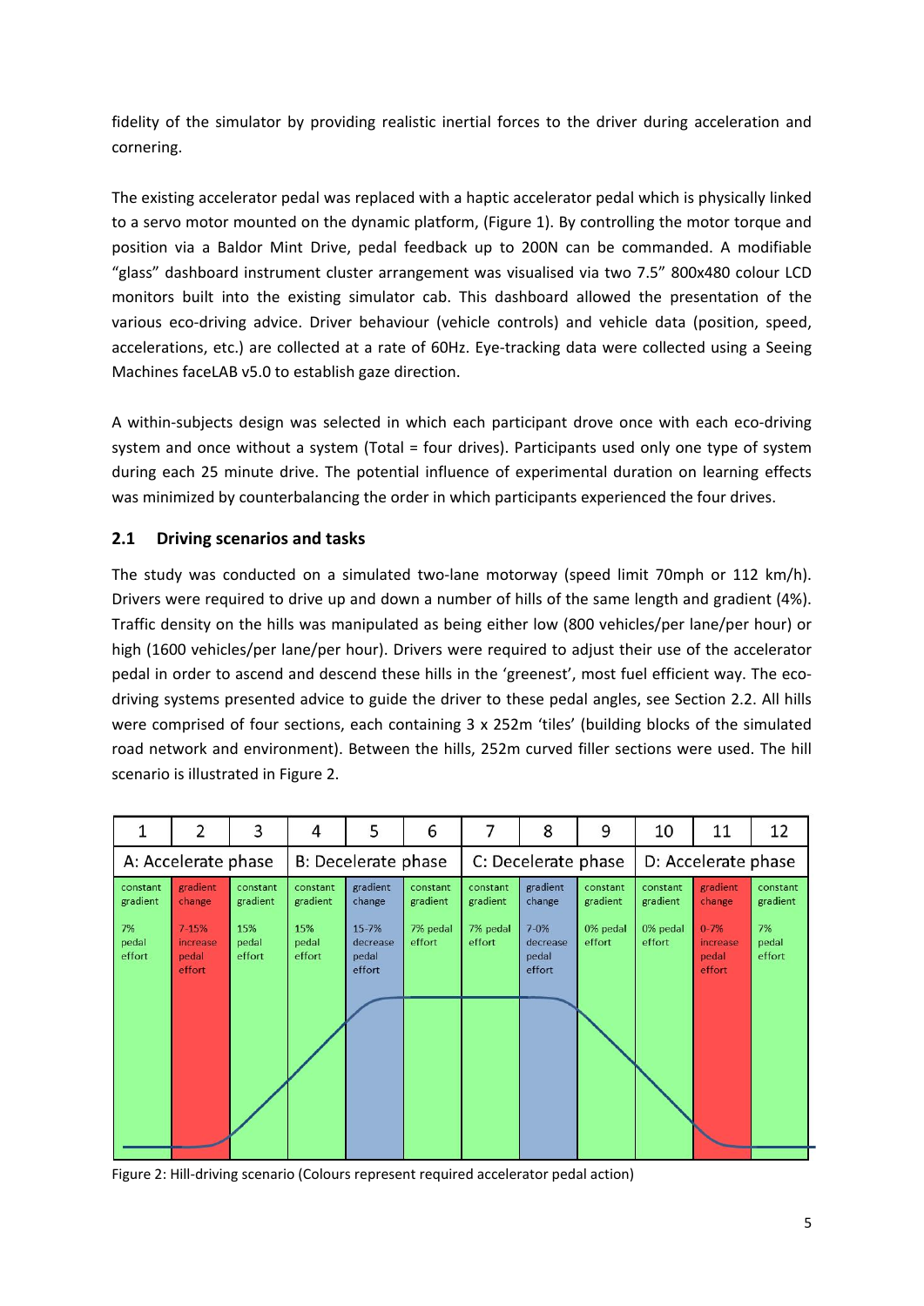fidelity of the simulator by providing realistic inertial forces to the driver during acceleration and cornering.

The existing accelerator pedal was replaced with a haptic accelerator pedal which is physically linked to a servo motor mounted on the dynamic platform, (Figure 1). By controlling the motor torque and position via a Baldor Mint Drive, pedal feedback up to 200N can be commanded. A modifiable "glass" dashboard instrument cluster arrangement was visualised via two 7.5" 800x480 colour LCD monitors built into the existing simulator cab. This dashboard allowed the presentation of the various eco-driving advice. Driver behaviour (vehicle controls) and vehicle data (position, speed, accelerations, etc.) are collected at a rate of 60Hz. Eye-tracking data were collected using a Seeing Machines faceLAB v5.0 to establish gaze direction.

A within-subjects design was selected in which each participant drove once with each eco-driving system and once without a system (Total = four drives). Participants used only one type of system during each 25 minute drive. The potential influence of experimental duration on learning effects was minimized by counterbalancing the order in which participants experienced the four drives.

## 2.1 Driving scenarios and tasks

The study was conducted on a simulated two-lane motorway (speed limit 70mph or 112 km/h). Drivers were required to drive up and down a number of hills of the same length and gradient (4%). Traffic density on the hills was manipulated as being either low (800 vehicles/per lane/per hour) or high (1600 vehicles/per lane/per hour). Drivers were required to adjust their use of the accelerator pedal in order to ascend and descend these hills in the 'greenest', most fuel efficient way. The eco-driving systems presented advice to guide the driver to these pedal angles, see Section 2.2. All hills were comprised of four sections, each containing 3 x 252m 'tiles' (building blocks of the simulated road network and environment). Between the hills, 252m curved filler sections were used. The hill scenario is illustrated in Figure 2.

| 1 | 2 | 3 | 4 | 5 | 6 | 7 | 8 | 9 | 10 | 11 | 12 |
|---|---|---|---|---|---|---|---|---|---|---|---|
| A: Accelerate phase | | | B: Decelerate phase | | | C: Decelerate phase | | | D: Accelerate phase | | |
| constant gradient 7% pedal effort | gradient change 7-15% increase pedal effort | constant gradient 15% pedal effort | constant gradient 15% pedal effort | gradient change 15-7% decrease pedal effort | constant gradient 7% pedal effort | constant gradient 7% pedal effort | gradient change 7-0% decrease pedal effort | constant gradient 0% pedal effort | constant gradient 0% pedal effort | gradient change 0-7% increase pedal effort | constant gradient 7% pedal effort |

Figure 2: Hill-driving scenario (Colours represent required accelerator pedal action)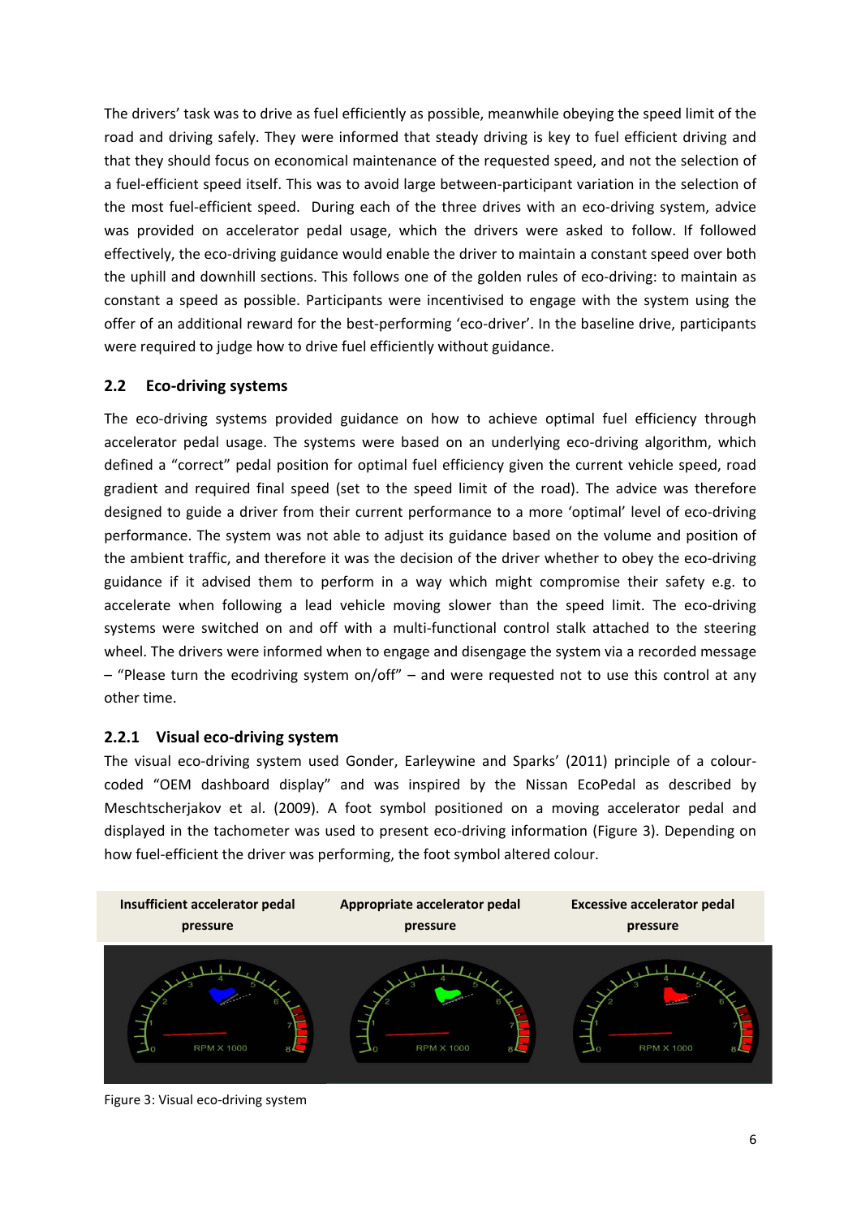The drivers' task was to drive as fuel efficiently as possible, meanwhile obeying the speed limit of the road and driving safely. They were informed that steady driving is key to fuel efficient driving and that they should focus on economical maintenance of the requested speed, and not the selection of a fuel-efficient speed itself. This was to avoid large between-participant variation in the selection of the most fuel-efficient speed. During each of the three drives with an eco-driving system, advice was provided on accelerator pedal usage, which the drivers were asked to follow. If followed effectively, the eco-driving guidance would enable the driver to maintain a constant speed over both the uphill and downhill sections. This follows one of the golden rules of eco-driving: to maintain as constant a speed as possible. Participants were incentivised to engage with the system using the offer of an additional reward for the best-performing 'eco-driver'. In the baseline drive, participants were required to judge how to drive fuel efficiently without guidance.

## 2.2 Eco-driving systems

The eco-driving systems provided guidance on how to achieve optimal fuel efficiency through accelerator pedal usage. The systems were based on an underlying eco-driving algorithm, which defined a "correct" pedal position for optimal fuel efficiency given the current vehicle speed, road gradient and required final speed (set to the speed limit of the road). The advice was therefore designed to guide a driver from their current performance to a more 'optimal' level of eco-driving performance. The system was not able to adjust its guidance based on the volume and position of the ambient traffic, and therefore it was the decision of the driver whether to obey the eco-driving guidance if it advised them to perform in a way which might compromise their safety e.g. to accelerate when following a lead vehicle moving slower than the speed limit. The eco-driving systems were switched on and off with a multi-functional control stalk attached to the steering wheel. The drivers were informed when to engage and disengage the system via a recorded message – "Please turn the ecodriving system on/off" – and were requested not to use this control at any other time.

### 2.2.1 Visual eco-driving system

The visual eco-driving system used Gonder, Earleywine and Sparks' (2011) principle of a colour-coded "OEM dashboard display" and was inspired by the Nissan EcoPedal as described by Meschtscherjakov et al. (2009). A foot symbol positioned on a moving accelerator pedal and displayed in the tachometer was used to present eco-driving information (Figure 3). Depending on how fuel-efficient the driver was performing, the foot symbol altered colour.

| Insufficient accelerator pedal pressure | Appropriate accelerator pedal pressure | Excessive accelerator pedal pressure |
|---|---|---|

Figure 3: Visual eco-driving system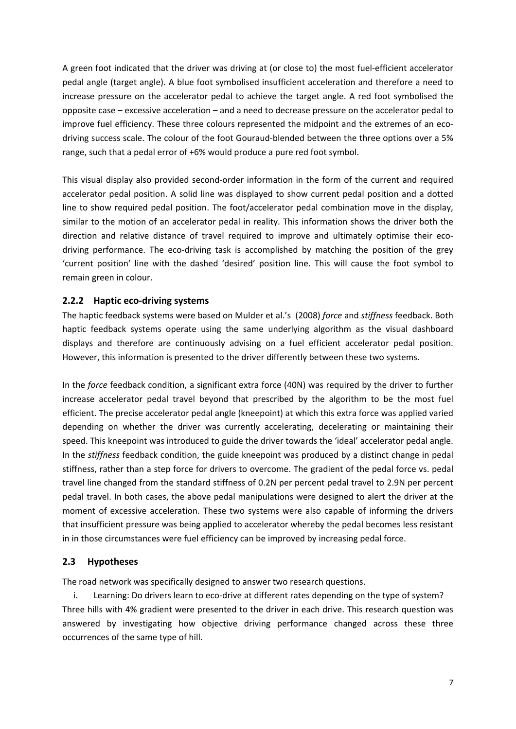A green foot indicated that the driver was driving at (or close to) the most fuel-efficient accelerator pedal angle (target angle). A blue foot symbolised insufficient acceleration and therefore a need to increase pressure on the accelerator pedal to achieve the target angle. A red foot symbolised the opposite case – excessive acceleration – and a need to decrease pressure on the accelerator pedal to improve fuel efficiency. These three colours represented the midpoint and the extremes of an eco-driving success scale. The colour of the foot Gouraud-blended between the three options over a 5% range, such that a pedal error of +6% would produce a pure red foot symbol.

This visual display also provided second-order information in the form of the current and required accelerator pedal position. A solid line was displayed to show current pedal position and a dotted line to show required pedal position. The foot/accelerator pedal combination move in the display, similar to the motion of an accelerator pedal in reality. This information shows the driver both the direction and relative distance of travel required to improve and ultimately optimise their eco-driving performance. The eco-driving task is accomplished by matching the position of the grey 'current position' line with the dashed 'desired' position line. This will cause the foot symbol to remain green in colour.

### 2.2.2 Haptic eco-driving systems

The haptic feedback systems were based on Mulder et al.'s (2008) *force* and *stiffness* feedback. Both haptic feedback systems operate using the same underlying algorithm as the visual dashboard displays and therefore are continuously advising on a fuel efficient accelerator pedal position. However, this information is presented to the driver differently between these two systems.

In the *force* feedback condition, a significant extra force (40N) was required by the driver to further increase accelerator pedal travel beyond that prescribed by the algorithm to be the most fuel efficient. The precise accelerator pedal angle (kneepoint) at which this extra force was applied varied depending on whether the driver was currently accelerating, decelerating or maintaining their speed. This kneepoint was introduced to guide the driver towards the 'ideal' accelerator pedal angle. In the *stiffness* feedback condition, the guide kneepoint was produced by a distinct change in pedal stiffness, rather than a step force for drivers to overcome. The gradient of the pedal force vs. pedal travel line changed from the standard stiffness of 0.2N per percent pedal travel to 2.9N per percent pedal travel. In both cases, the above pedal manipulations were designed to alert the driver at the moment of excessive acceleration. These two systems were also capable of informing the drivers that insufficient pressure was being applied to accelerator whereby the pedal becomes less resistant in in those circumstances were fuel efficiency can be improved by increasing pedal force.

## 2.3 Hypotheses

The road network was specifically designed to answer two research questions.

i. Learning: Do drivers learn to eco-drive at different rates depending on the type of system?

Three hills with 4% gradient were presented to the driver in each drive. This research question was answered by investigating how objective driving performance changed across these three occurrences of the same type of hill.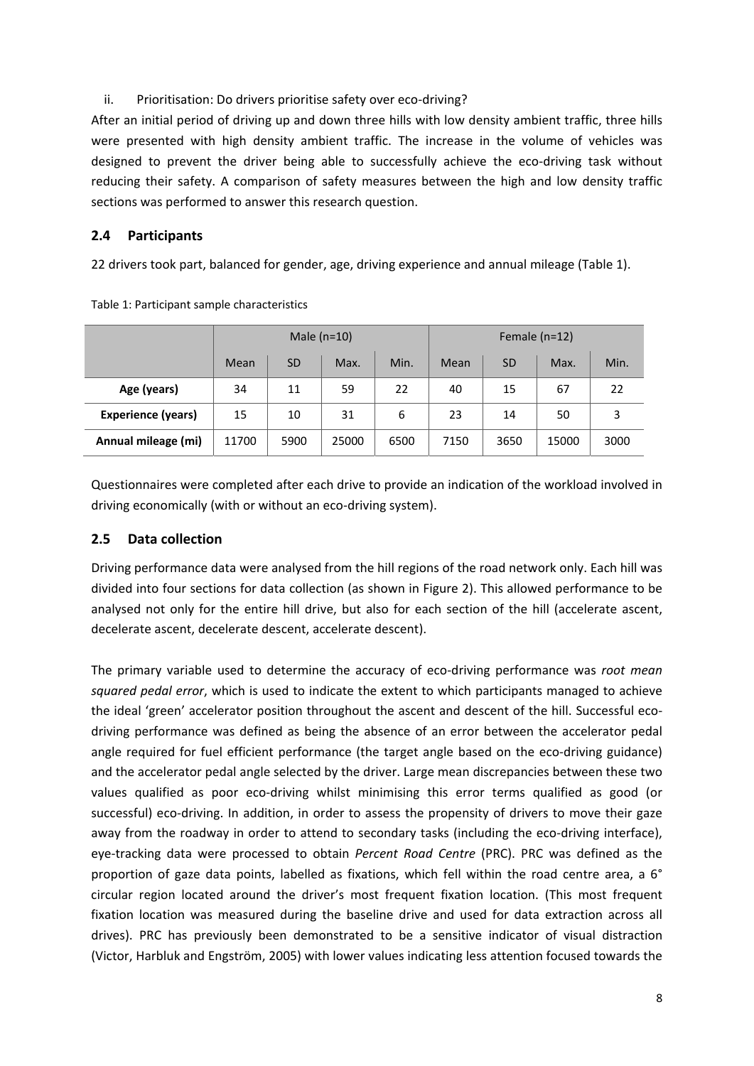ii. Prioritisation: Do drivers prioritise safety over eco-driving?

After an initial period of driving up and down three hills with low density ambient traffic, three hills were presented with high density ambient traffic. The increase in the volume of vehicles was designed to prevent the driver being able to successfully achieve the eco-driving task without reducing their safety. A comparison of safety measures between the high and low density traffic sections was performed to answer this research question.

## 2.4 Participants

22 drivers took part, balanced for gender, age, driving experience and annual mileage (Table 1).

Table 1: Participant sample characteristics

| | Male (n=10) | | | | Female (n=12) | | | |
|---|---|---|---|---|---|---|---|---|
| | Mean | SD | Max. | Min. | Mean | SD | Max. | Min. |
| **Age (years)** | 34 | 11 | 59 | 22 | 40 | 15 | 67 | 22 |
| **Experience (years)** | 15 | 10 | 31 | 6 | 23 | 14 | 50 | 3 |
| **Annual mileage (mi)** | 11700 | 5900 | 25000 | 6500 | 7150 | 3650 | 15000 | 3000 |

Questionnaires were completed after each drive to provide an indication of the workload involved in driving economically (with or without an eco-driving system).

## 2.5 Data collection

Driving performance data were analysed from the hill regions of the road network only. Each hill was divided into four sections for data collection (as shown in Figure 2). This allowed performance to be analysed not only for the entire hill drive, but also for each section of the hill (accelerate ascent, decelerate ascent, decelerate descent, accelerate descent).

The primary variable used to determine the accuracy of eco-driving performance was *root mean squared pedal error*, which is used to indicate the extent to which participants managed to achieve the ideal 'green' accelerator position throughout the ascent and descent of the hill. Successful eco-driving performance was defined as being the absence of an error between the accelerator pedal angle required for fuel efficient performance (the target angle based on the eco-driving guidance) and the accelerator pedal angle selected by the driver. Large mean discrepancies between these two values qualified as poor eco-driving whilst minimising this error terms qualified as good (or successful) eco-driving. In addition, in order to assess the propensity of drivers to move their gaze away from the roadway in order to attend to secondary tasks (including the eco-driving interface), eye-tracking data were processed to obtain *Percent Road Centre* (PRC). PRC was defined as the proportion of gaze data points, labelled as fixations, which fell within the road centre area, a 6° circular region located around the driver's most frequent fixation location. (This most frequent fixation location was measured during the baseline drive and used for data extraction across all drives). PRC has previously been demonstrated to be a sensitive indicator of visual distraction (Victor, Harbluk and Engström, 2005) with lower values indicating less attention focused towards the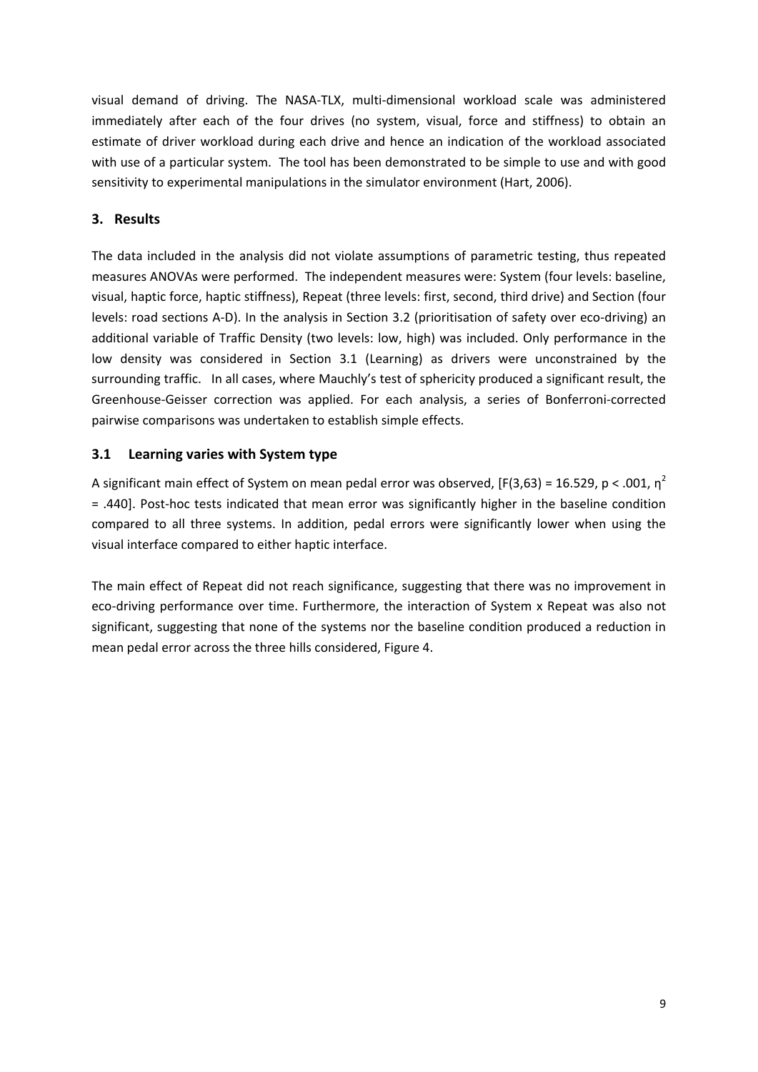visual demand of driving. The NASA-TLX, multi-dimensional workload scale was administered immediately after each of the four drives (no system, visual, force and stiffness) to obtain an estimate of driver workload during each drive and hence an indication of the workload associated with use of a particular system. The tool has been demonstrated to be simple to use and with good sensitivity to experimental manipulations in the simulator environment (Hart, 2006).

## 3. Results

The data included in the analysis did not violate assumptions of parametric testing, thus repeated measures ANOVAs were performed. The independent measures were: System (four levels: baseline, visual, haptic force, haptic stiffness), Repeat (three levels: first, second, third drive) and Section (four levels: road sections A-D). In the analysis in Section 3.2 (prioritisation of safety over eco-driving) an additional variable of Traffic Density (two levels: low, high) was included. Only performance in the low density was considered in Section 3.1 (Learning) as drivers were unconstrained by the surrounding traffic. In all cases, where Mauchly's test of sphericity produced a significant result, the Greenhouse-Geisser correction was applied. For each analysis, a series of Bonferroni-corrected pairwise comparisons was undertaken to establish simple effects.

### 3.1 Learning varies with System type

A significant main effect of System on mean pedal error was observed, [$F(3,63) = 16.529$, $p < .001$, $\eta^2 = .440$]. Post-hoc tests indicated that mean error was significantly higher in the baseline condition compared to all three systems. In addition, pedal errors were significantly lower when using the visual interface compared to either haptic interface.

The main effect of Repeat did not reach significance, suggesting that there was no improvement in eco-driving performance over time. Furthermore, the interaction of System x Repeat was also not significant, suggesting that none of the systems nor the baseline condition produced a reduction in mean pedal error across the three hills considered, Figure 4.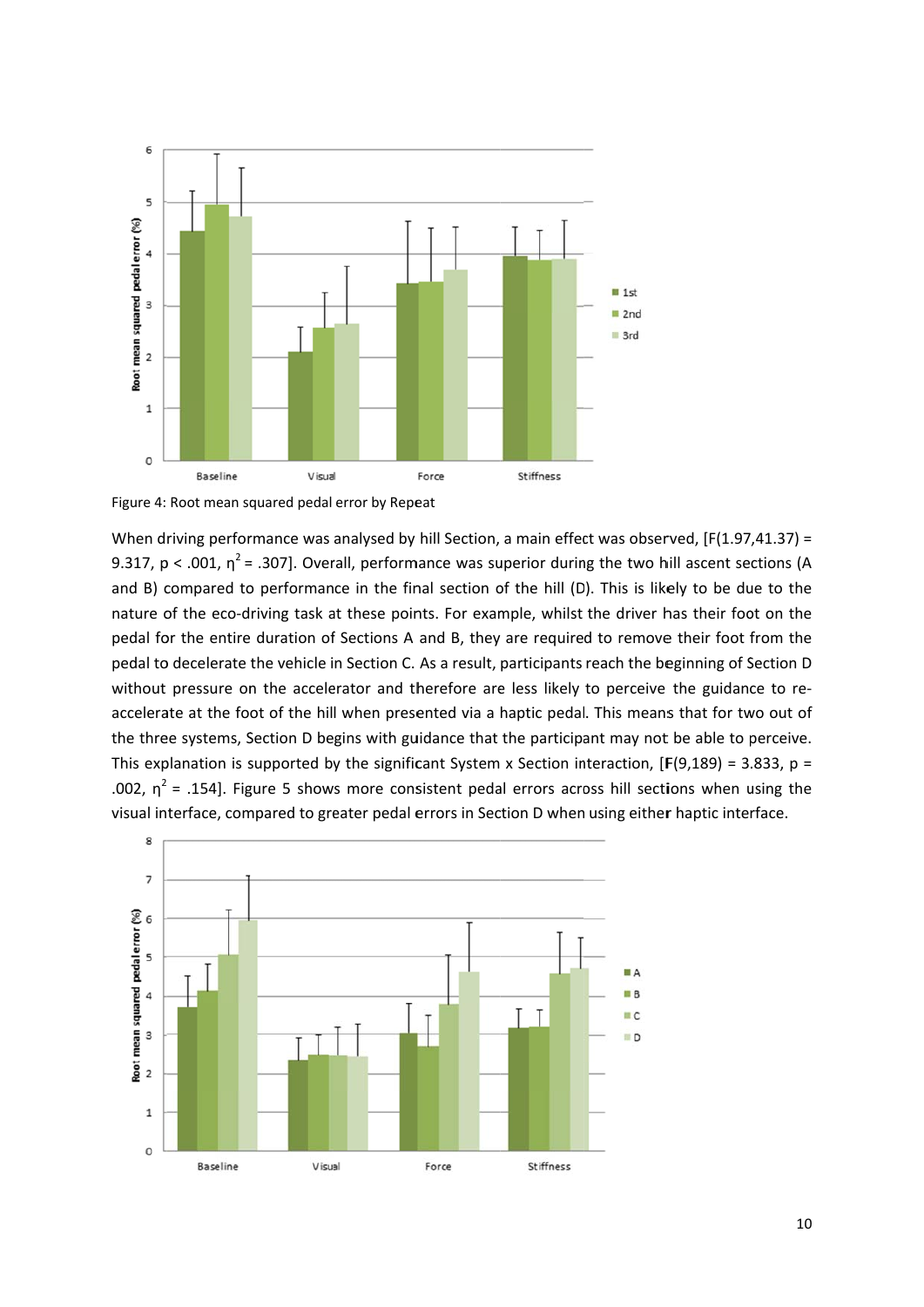Figure 4: Root mean squared pedal error by Repeat

When driving performance was analysed by hill Section, a main effect was observed, [$F(1.97,41.37) = 9.317$, $p < .001$, $\eta^2 = .307$]. Overall, performance was superior during the two hill ascent sections (A and B) compared to performance in the final section of the hill (D). This is likely to be due to the nature of the eco-driving task at these points. For example, whilst the driver has their foot on the pedal for the entire duration of Sections A and B, they are required to remove their foot from the pedal to decelerate the vehicle in Section C. As a result, participants reach the beginning of Section D without pressure on the accelerator and therefore are less likely to perceive the guidance to re-accelerate at the foot of the hill when presented via a haptic pedal. This means that for two out of the three systems, Section D begins with guidance that the participant may not be able to perceive. This explanation is supported by the significant System x Section interaction, [$F(9,189) = 3.833$, $p = .002$, $\eta^2 = .154$]. Figure 5 shows more consistent pedal errors across hill sections when using the visual interface, compared to greater pedal errors in Section D when using either haptic interface.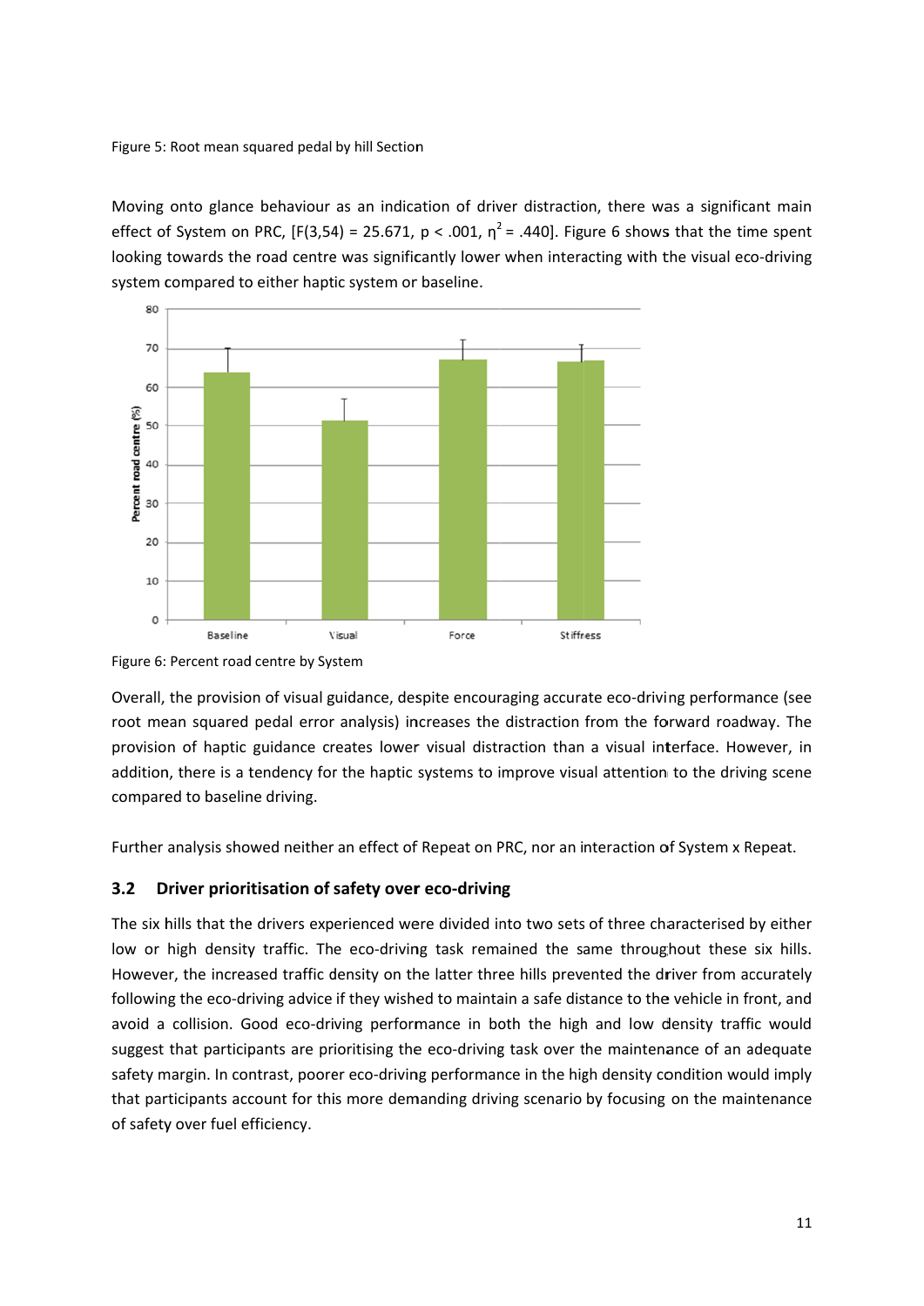Figure 5: Root mean squared pedal by hill Section

Moving onto glance behaviour as an indication of driver distraction, there was a significant main effect of System on PRC, [$F(3,54) = 25.671$, $p < .001$, $\eta^2 = .440$]. Figure 6 shows that the time spent looking towards the road centre was significantly lower when interacting with the visual eco-driving system compared to either haptic system or baseline.

Figure 6: Percent road centre by System

Overall, the provision of visual guidance, despite encouraging accurate eco-driving performance (see root mean squared pedal error analysis) increases the distraction from the forward roadway. The provision of haptic guidance creates lower visual distraction than a visual interface. However, in addition, there is a tendency for the haptic systems to improve visual attention to the driving scene compared to baseline driving.

Further analysis showed neither an effect of Repeat on PRC, nor an interaction of System x Repeat.

### 3.2 Driver prioritisation of safety over eco-driving

The six hills that the drivers experienced were divided into two sets of three characterised by either low or high density traffic. The eco-driving task remained the same throughout these six hills. However, the increased traffic density on the latter three hills prevented the driver from accurately following the eco-driving advice if they wished to maintain a safe distance to the vehicle in front, and avoid a collision. Good eco-driving performance in both the high and low density traffic would suggest that participants are prioritising the eco-driving task over the maintenance of an adequate safety margin. In contrast, poorer eco-driving performance in the high density condition would imply that participants account for this more demanding driving scenario by focusing on the maintenance of safety over fuel efficiency.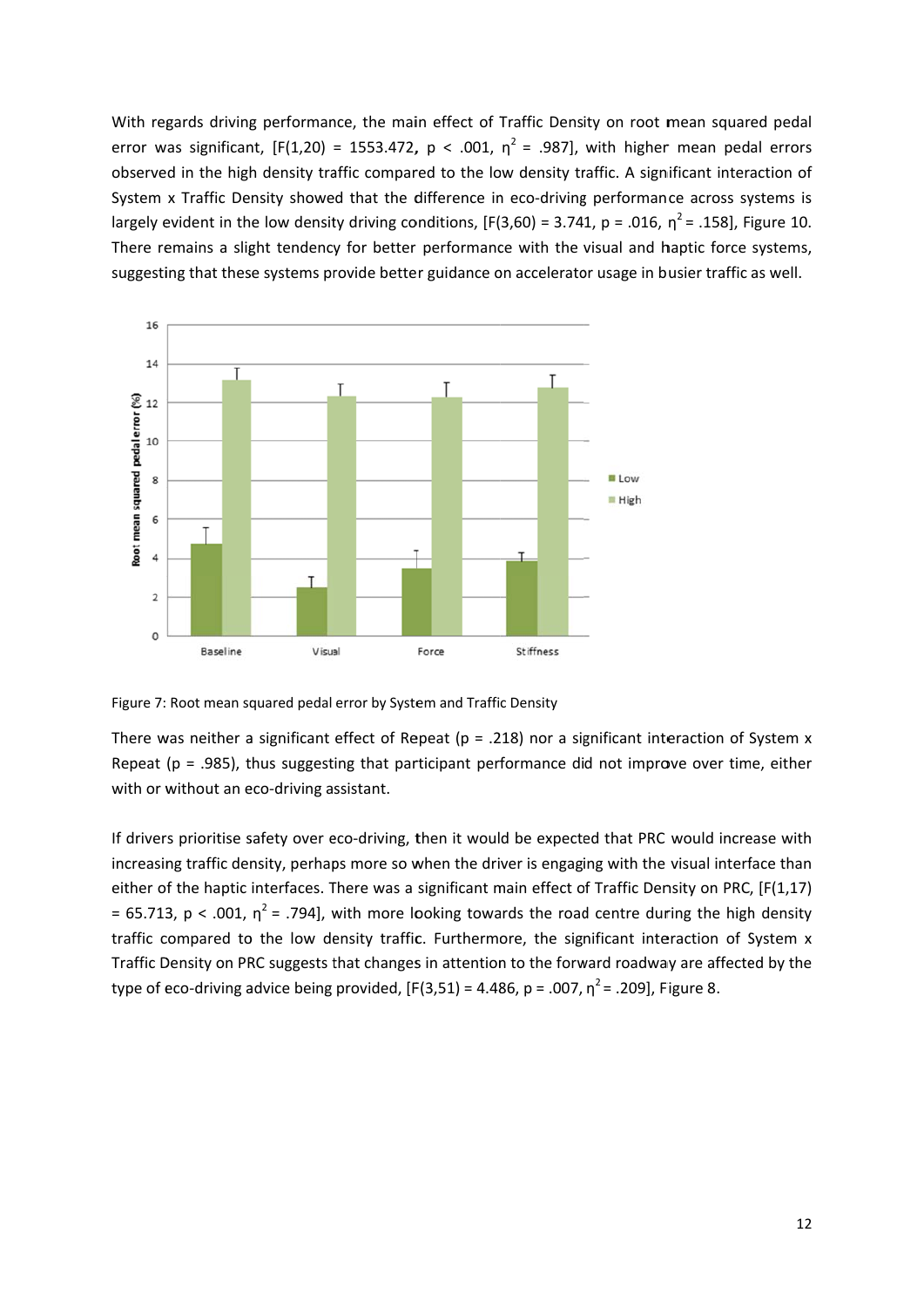With regards driving performance, the main effect of Traffic Density on root mean squared pedal error was significant, [$F(1,20) = 1553.472$, $p < .001$, $\eta^2 = .987$], with higher mean pedal errors observed in the high density traffic compared to the low density traffic. A significant interaction of System x Traffic Density showed that the difference in eco-driving performance across systems is largely evident in the low density driving conditions, [$F(3,60) = 3.741$, $p = .016$, $\eta^2 = .158$], Figure 10. There remains a slight tendency for better performance with the visual and haptic force systems, suggesting that these systems provide better guidance on accelerator usage in busier traffic as well.

Figure 7: Root mean squared pedal error by System and Traffic Density

There was neither a significant effect of Repeat ($p = .218$) nor a significant interaction of System x Repeat ($p = .985$), thus suggesting that participant performance did not improve over time, either with or without an eco-driving assistant.

If drivers prioritise safety over eco-driving, then it would be expected that PRC would increase with increasing traffic density, perhaps more so when the driver is engaging with the visual interface than either of the haptic interfaces. There was a significant main effect of Traffic Density on PRC, [$F(1,17) = 65.713$, $p < .001$, $\eta^2 = .794$], with more looking towards the road centre during the high density traffic compared to the low density traffic. Furthermore, the significant interaction of System x Traffic Density on PRC suggests that changes in attention to the forward roadway are affected by the type of eco-driving advice being provided, [$F(3,51) = 4.486$, $p = .007$, $\eta^2 = .209$], Figure 8.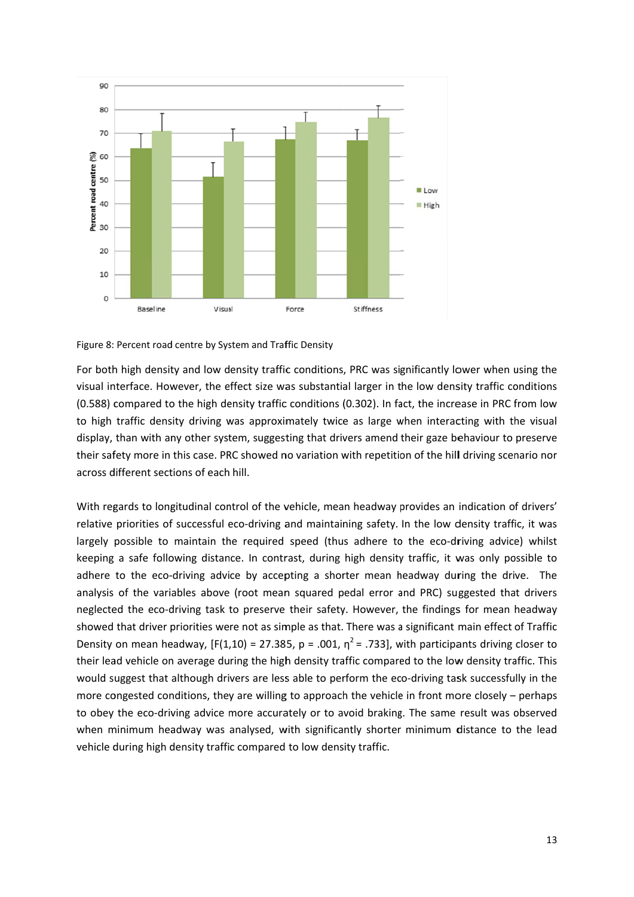Figure 8: Percent road centre by System and Traffic Density

For both high density and low density traffic conditions, PRC was significantly lower when using the visual interface. However, the effect size was substantial larger in the low density traffic conditions (0.588) compared to the high density traffic conditions (0.302). In fact, the increase in PRC from low to high traffic density driving was approximately twice as large when interacting with the visual display, than with any other system, suggesting that drivers amend their gaze behaviour to preserve their safety more in this case. PRC showed no variation with repetition of the hill driving scenario nor across different sections of each hill.

With regards to longitudinal control of the vehicle, mean headway provides an indication of drivers' relative priorities of successful eco-driving and maintaining safety. In the low density traffic, it was largely possible to maintain the required speed (thus adhere to the eco-driving advice) whilst keeping a safe following distance. In contrast, during high density traffic, it was only possible to adhere to the eco-driving advice by accepting a shorter mean headway during the drive. The analysis of the variables above (root mean squared pedal error and PRC) suggested that drivers neglected the eco-driving task to preserve their safety. However, the findings for mean headway showed that driver priorities were not as simple as that. There was a significant main effect of Traffic Density on mean headway, [$F(1,10) = 27.385$, $p = .001$, $\eta^2 = .733$], with participants driving closer to their lead vehicle on average during the high density traffic compared to the low density traffic. This would suggest that although drivers are less able to perform the eco-driving task successfully in the more congested conditions, they are willing to approach the vehicle in front more closely – perhaps to obey the eco-driving advice more accurately or to avoid braking. The same result was observed when minimum headway was analysed, with significantly shorter minimum distance to the lead vehicle during high density traffic compared to low density traffic.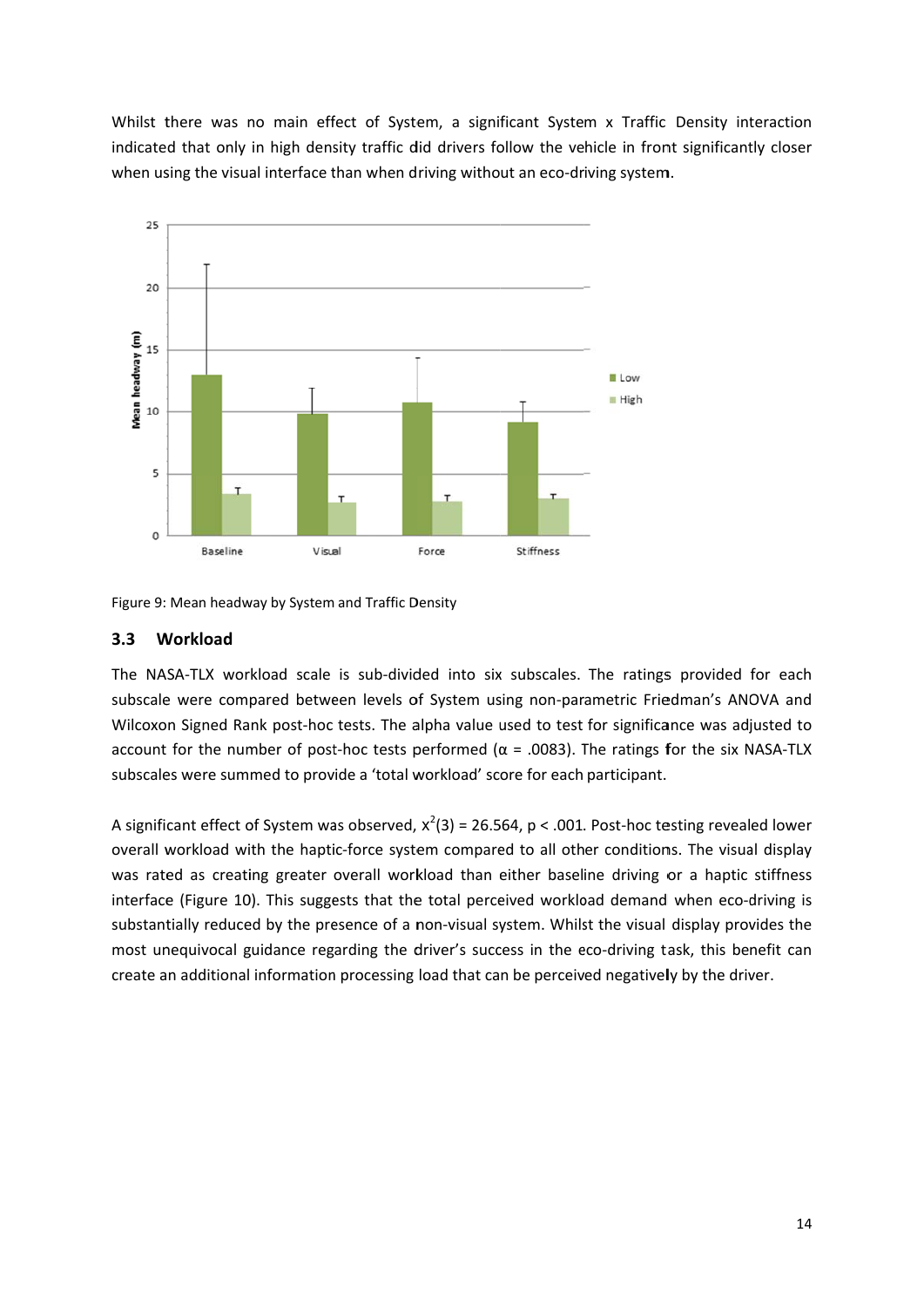Whilst there was no main effect of System, a significant System x Traffic Density interaction indicated that only in high density traffic did drivers follow the vehicle in front significantly closer when using the visual interface than when driving without an eco-driving system.

Figure 9: Mean headway by System and Traffic Density

### 3.3 Workload

The NASA-TLX workload scale is sub-divided into six subscales. The ratings provided for each subscale were compared between levels of System using non-parametric Friedman's ANOVA and Wilcoxon Signed Rank post-hoc tests. The alpha value used to test for significance was adjusted to account for the number of post-hoc tests performed ($\alpha$ = .0083). The ratings for the six NASA-TLX subscales were summed to provide a 'total workload' score for each participant.

A significant effect of System was observed, $x^2(3) = 26.564$, $p < .001$. Post-hoc testing revealed lower overall workload with the haptic-force system compared to all other conditions. The visual display was rated as creating greater overall workload than either baseline driving or a haptic stiffness interface (Figure 10). This suggests that the total perceived workload demand when eco-driving is substantially reduced by the presence of a non-visual system. Whilst the visual display provides the most unequivocal guidance regarding the driver's success in the eco-driving task, this benefit can create an additional information processing load that can be perceived negatively by the driver.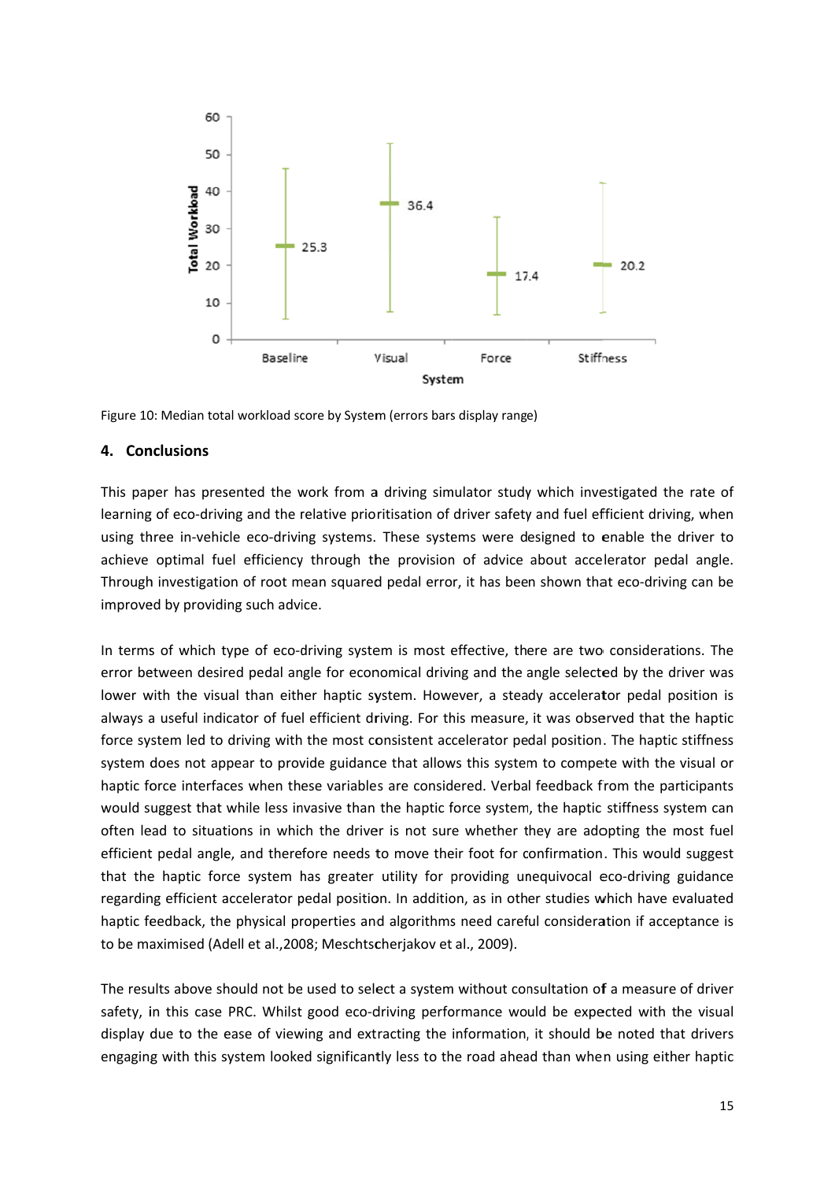Figure 10: Median total workload score by System (errors bars display range)

## 4. Conclusions

This paper has presented the work from a driving simulator study which investigated the rate of learning of eco-driving and the relative prioritisation of driver safety and fuel efficient driving, when using three in-vehicle eco-driving systems. These systems were designed to enable the driver to achieve optimal fuel efficiency through the provision of advice about accelerator pedal angle. Through investigation of root mean squared pedal error, it has been shown that eco-driving can be improved by providing such advice.

In terms of which type of eco-driving system is most effective, there are two considerations. The error between desired pedal angle for economical driving and the angle selected by the driver was lower with the visual than either haptic system. However, a steady accelerator pedal position is always a useful indicator of fuel efficient driving. For this measure, it was observed that the haptic force system led to driving with the most consistent accelerator pedal position. The haptic stiffness system does not appear to provide guidance that allows this system to compete with the visual or haptic force interfaces when these variables are considered. Verbal feedback from the participants would suggest that while less invasive than the haptic force system, the haptic stiffness system can often lead to situations in which the driver is not sure whether they are adopting the most fuel efficient pedal angle, and therefore needs to move their foot for confirmation. This would suggest that the haptic force system has greater utility for providing unequivocal eco-driving guidance regarding efficient accelerator pedal position. In addition, as in other studies which have evaluated haptic feedback, the physical properties and algorithms need careful consideration if acceptance is to be maximised (Adell et al.,2008; Meschtscherjakov et al., 2009).

The results above should not be used to select a system without consultation of a measure of driver safety, in this case PRC. Whilst good eco-driving performance would be expected with the visual display due to the ease of viewing and extracting the information, it should be noted that drivers engaging with this system looked significantly less to the road ahead than when using either haptic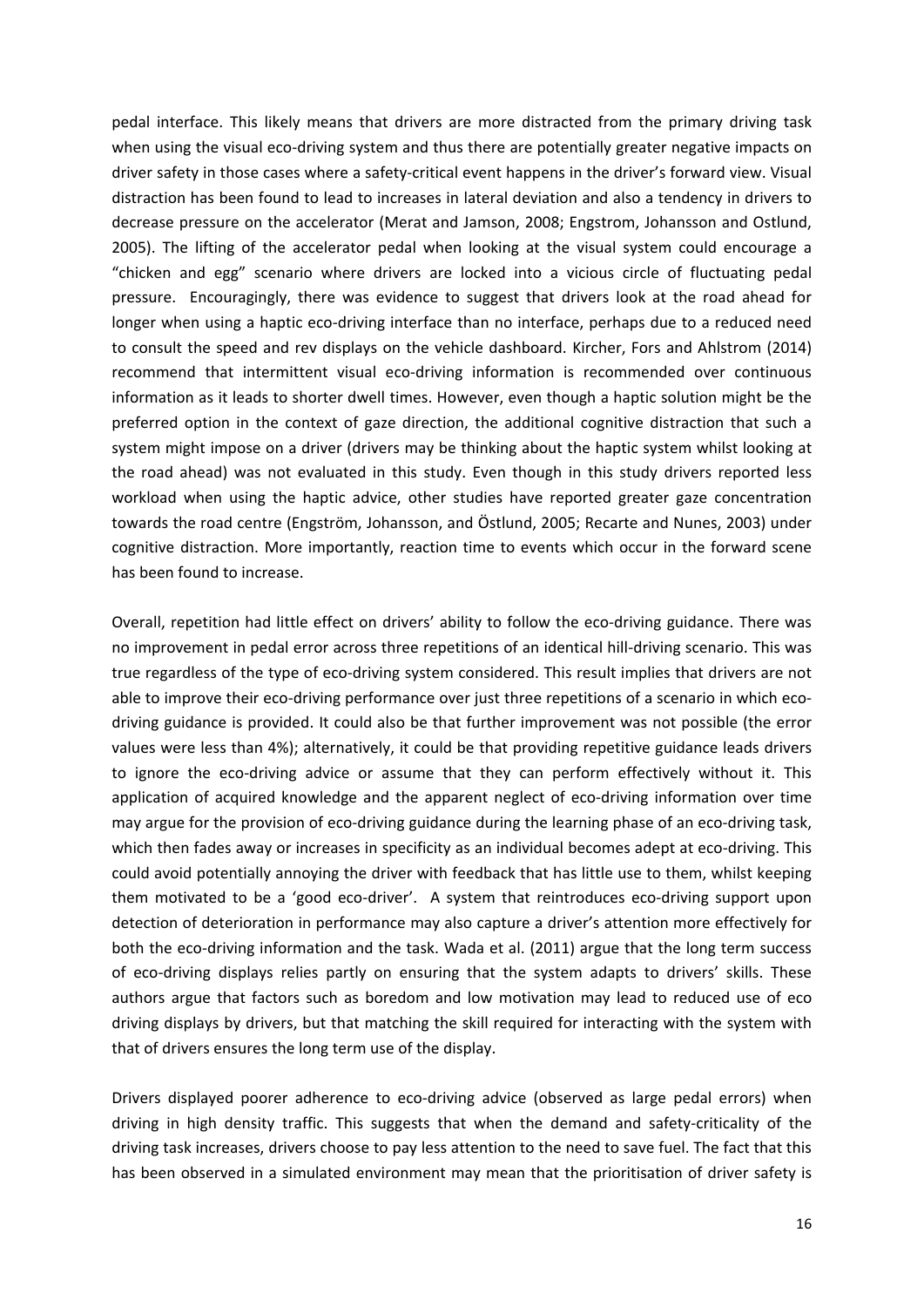pedal interface. This likely means that drivers are more distracted from the primary driving task when using the visual eco-driving system and thus there are potentially greater negative impacts on driver safety in those cases where a safety-critical event happens in the driver's forward view. Visual distraction has been found to lead to increases in lateral deviation and also a tendency in drivers to decrease pressure on the accelerator (Merat and Jamson, 2008; Engstrom, Johansson and Ostlund, 2005). The lifting of the accelerator pedal when looking at the visual system could encourage a "chicken and egg" scenario where drivers are locked into a vicious circle of fluctuating pedal pressure. Encouragingly, there was evidence to suggest that drivers look at the road ahead for longer when using a haptic eco-driving interface than no interface, perhaps due to a reduced need to consult the speed and rev displays on the vehicle dashboard. Kircher, Fors and Ahlstrom (2014) recommend that intermittent visual eco-driving information is recommended over continuous information as it leads to shorter dwell times. However, even though a haptic solution might be the preferred option in the context of gaze direction, the additional cognitive distraction that such a system might impose on a driver (drivers may be thinking about the haptic system whilst looking at the road ahead) was not evaluated in this study. Even though in this study drivers reported less workload when using the haptic advice, other studies have reported greater gaze concentration towards the road centre (Engström, Johansson, and Östlund, 2005; Recarte and Nunes, 2003) under cognitive distraction. More importantly, reaction time to events which occur in the forward scene has been found to increase.

Overall, repetition had little effect on drivers' ability to follow the eco-driving guidance. There was no improvement in pedal error across three repetitions of an identical hill-driving scenario. This was true regardless of the type of eco-driving system considered. This result implies that drivers are not able to improve their eco-driving performance over just three repetitions of a scenario in which eco-driving guidance is provided. It could also be that further improvement was not possible (the error values were less than 4%); alternatively, it could be that providing repetitive guidance leads drivers to ignore the eco-driving advice or assume that they can perform effectively without it. This application of acquired knowledge and the apparent neglect of eco-driving information over time may argue for the provision of eco-driving guidance during the learning phase of an eco-driving task, which then fades away or increases in specificity as an individual becomes adept at eco-driving. This could avoid potentially annoying the driver with feedback that has little use to them, whilst keeping them motivated to be a 'good eco-driver'. A system that reintroduces eco-driving support upon detection of deterioration in performance may also capture a driver's attention more effectively for both the eco-driving information and the task. Wada et al. (2011) argue that the long term success of eco-driving displays relies partly on ensuring that the system adapts to drivers' skills. These authors argue that factors such as boredom and low motivation may lead to reduced use of eco driving displays by drivers, but that matching the skill required for interacting with the system with that of drivers ensures the long term use of the display.

Drivers displayed poorer adherence to eco-driving advice (observed as large pedal errors) when driving in high density traffic. This suggests that when the demand and safety-criticality of the driving task increases, drivers choose to pay less attention to the need to save fuel. The fact that this has been observed in a simulated environment may mean that the prioritisation of driver safety is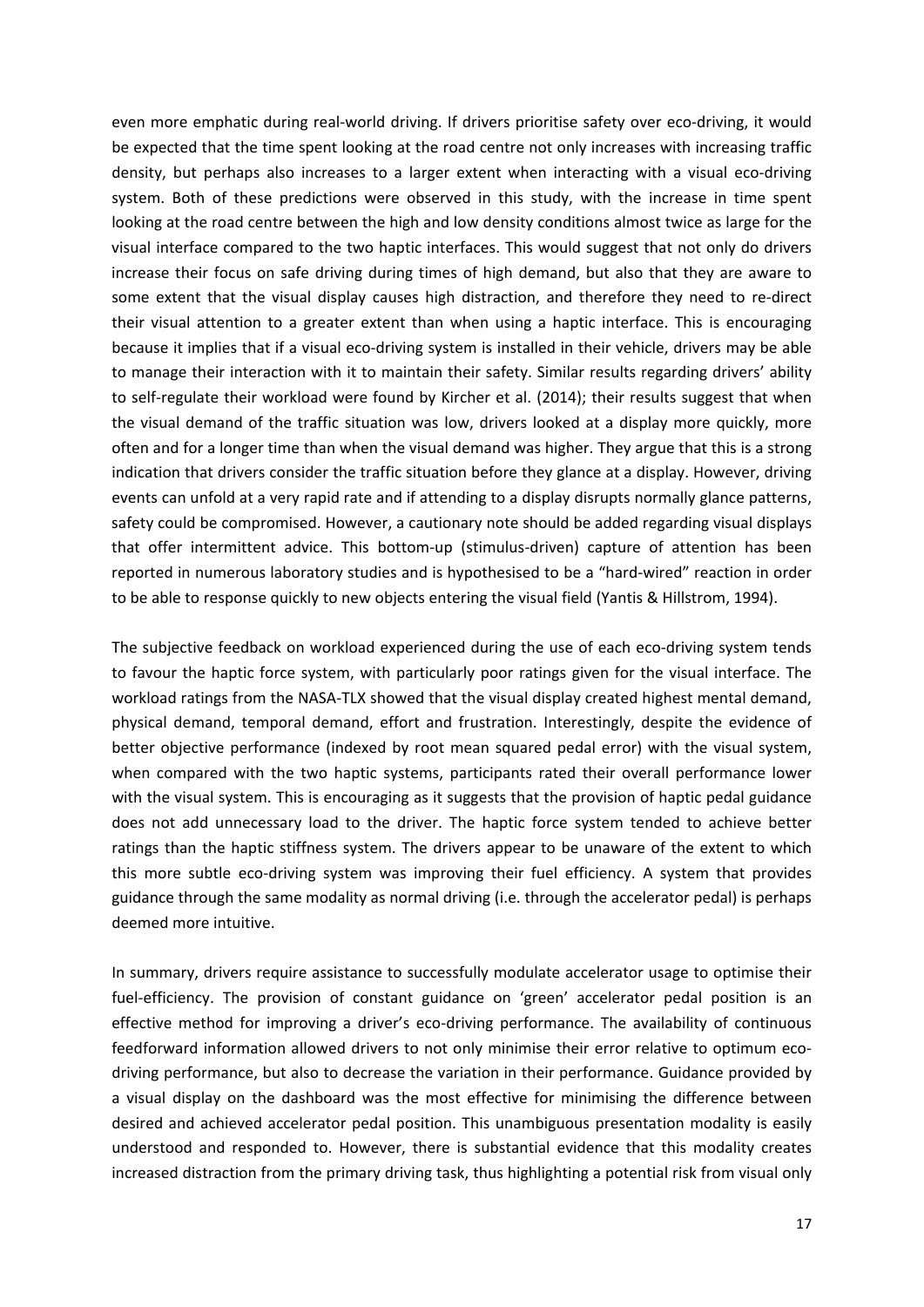even more emphatic during real-world driving. If drivers prioritise safety over eco-driving, it would be expected that the time spent looking at the road centre not only increases with increasing traffic density, but perhaps also increases to a larger extent when interacting with a visual eco-driving system. Both of these predictions were observed in this study, with the increase in time spent looking at the road centre between the high and low density conditions almost twice as large for the visual interface compared to the two haptic interfaces. This would suggest that not only do drivers increase their focus on safe driving during times of high demand, but also that they are aware to some extent that the visual display causes high distraction, and therefore they need to re-direct their visual attention to a greater extent than when using a haptic interface. This is encouraging because it implies that if a visual eco-driving system is installed in their vehicle, drivers may be able to manage their interaction with it to maintain their safety. Similar results regarding drivers' ability to self-regulate their workload were found by Kircher et al. (2014); their results suggest that when the visual demand of the traffic situation was low, drivers looked at a display more quickly, more often and for a longer time than when the visual demand was higher. They argue that this is a strong indication that drivers consider the traffic situation before they glance at a display. However, driving events can unfold at a very rapid rate and if attending to a display disrupts normally glance patterns, safety could be compromised. However, a cautionary note should be added regarding visual displays that offer intermittent advice. This bottom-up (stimulus-driven) capture of attention has been reported in numerous laboratory studies and is hypothesised to be a "hard-wired" reaction in order to be able to response quickly to new objects entering the visual field (Yantis & Hillstrom, 1994).

The subjective feedback on workload experienced during the use of each eco-driving system tends to favour the haptic force system, with particularly poor ratings given for the visual interface. The workload ratings from the NASA-TLX showed that the visual display created highest mental demand, physical demand, temporal demand, effort and frustration. Interestingly, despite the evidence of better objective performance (indexed by root mean squared pedal error) with the visual system, when compared with the two haptic systems, participants rated their overall performance lower with the visual system. This is encouraging as it suggests that the provision of haptic pedal guidance does not add unnecessary load to the driver. The haptic force system tended to achieve better ratings than the haptic stiffness system. The drivers appear to be unaware of the extent to which this more subtle eco-driving system was improving their fuel efficiency. A system that provides guidance through the same modality as normal driving (i.e. through the accelerator pedal) is perhaps deemed more intuitive.

In summary, drivers require assistance to successfully modulate accelerator usage to optimise their fuel-efficiency. The provision of constant guidance on 'green' accelerator pedal position is an effective method for improving a driver's eco-driving performance. The availability of continuous feedforward information allowed drivers to not only minimise their error relative to optimum eco-driving performance, but also to decrease the variation in their performance. Guidance provided by a visual display on the dashboard was the most effective for minimising the difference between desired and achieved accelerator pedal position. This unambiguous presentation modality is easily understood and responded to. However, there is substantial evidence that this modality creates increased distraction from the primary driving task, thus highlighting a potential risk from visual only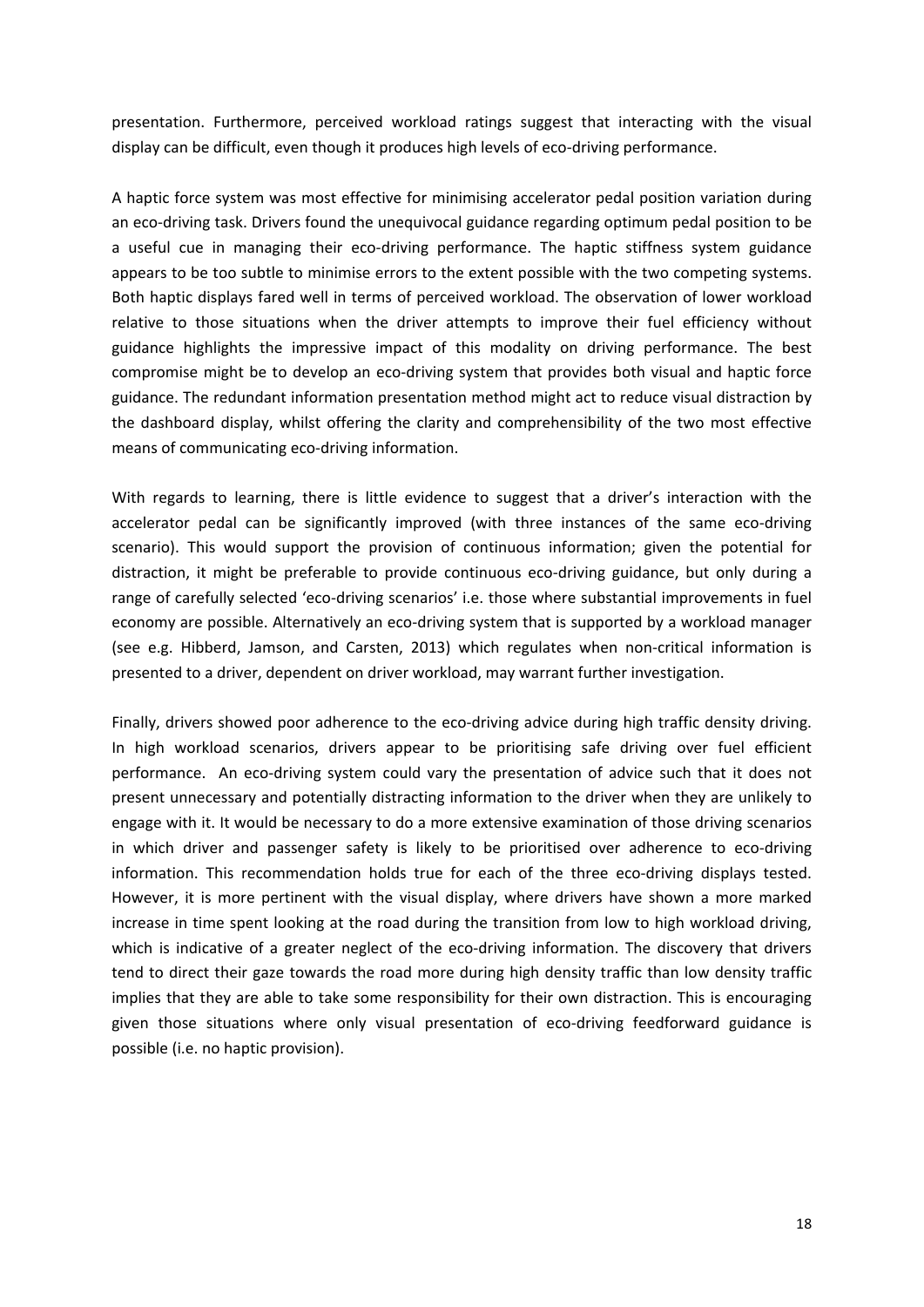presentation. Furthermore, perceived workload ratings suggest that interacting with the visual display can be difficult, even though it produces high levels of eco-driving performance.

A haptic force system was most effective for minimising accelerator pedal position variation during an eco-driving task. Drivers found the unequivocal guidance regarding optimum pedal position to be a useful cue in managing their eco-driving performance. The haptic stiffness system guidance appears to be too subtle to minimise errors to the extent possible with the two competing systems. Both haptic displays fared well in terms of perceived workload. The observation of lower workload relative to those situations when the driver attempts to improve their fuel efficiency without guidance highlights the impressive impact of this modality on driving performance. The best compromise might be to develop an eco-driving system that provides both visual and haptic force guidance. The redundant information presentation method might act to reduce visual distraction by the dashboard display, whilst offering the clarity and comprehensibility of the two most effective means of communicating eco-driving information.

With regards to learning, there is little evidence to suggest that a driver's interaction with the accelerator pedal can be significantly improved (with three instances of the same eco-driving scenario). This would support the provision of continuous information; given the potential for distraction, it might be preferable to provide continuous eco-driving guidance, but only during a range of carefully selected 'eco-driving scenarios' i.e. those where substantial improvements in fuel economy are possible. Alternatively an eco-driving system that is supported by a workload manager (see e.g. Hibberd, Jamson, and Carsten, 2013) which regulates when non-critical information is presented to a driver, dependent on driver workload, may warrant further investigation.

Finally, drivers showed poor adherence to the eco-driving advice during high traffic density driving. In high workload scenarios, drivers appear to be prioritising safe driving over fuel efficient performance. An eco-driving system could vary the presentation of advice such that it does not present unnecessary and potentially distracting information to the driver when they are unlikely to engage with it. It would be necessary to do a more extensive examination of those driving scenarios in which driver and passenger safety is likely to be prioritised over adherence to eco-driving information. This recommendation holds true for each of the three eco-driving displays tested. However, it is more pertinent with the visual display, where drivers have shown a more marked increase in time spent looking at the road during the transition from low to high workload driving, which is indicative of a greater neglect of the eco-driving information. The discovery that drivers tend to direct their gaze towards the road more during high density traffic than low density traffic implies that they are able to take some responsibility for their own distraction. This is encouraging given those situations where only visual presentation of eco-driving feedforward guidance is possible (i.e. no haptic provision).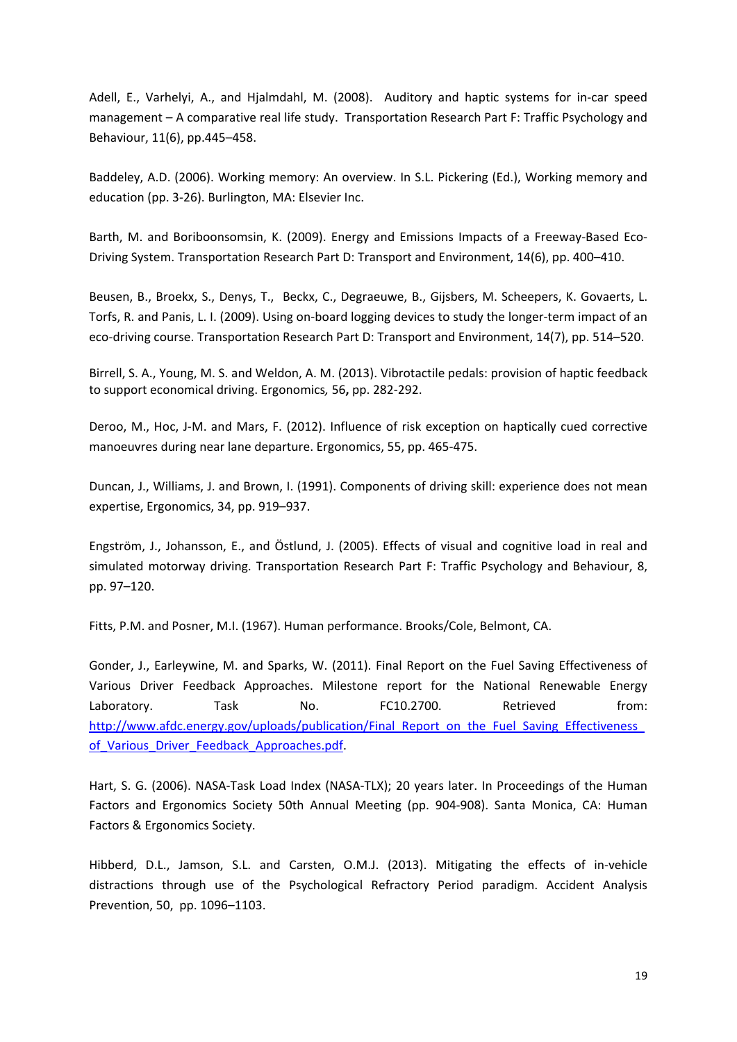Adell, E., Varhelyi, A., and Hjalmdahl, M. (2008). Auditory and haptic systems for in-car speed management – A comparative real life study. Transportation Research Part F: Traffic Psychology and Behaviour, 11(6), pp.445–458.

Baddeley, A.D. (2006). Working memory: An overview. In S.L. Pickering (Ed.), Working memory and education (pp. 3-26). Burlington, MA: Elsevier Inc.

Barth, M. and Boriboonsomsin, K. (2009). Energy and Emissions Impacts of a Freeway-Based Eco-Driving System. Transportation Research Part D: Transport and Environment, 14(6), pp. 400–410.

Beusen, B., Broekx, S., Denys, T., Beckx, C., Degraeuwe, B., Gijsbers, M. Scheepers, K. Govaerts, L. Torfs, R. and Panis, L. I. (2009). Using on-board logging devices to study the longer-term impact of an eco-driving course. Transportation Research Part D: Transport and Environment, 14(7), pp. 514–520.

Birrell, S. A., Young, M. S. and Weldon, A. M. (2013). Vibrotactile pedals: provision of haptic feedback to support economical driving. Ergonomics*,* 56**,** pp. 282-292.

Deroo, M., Hoc, J-M. and Mars, F. (2012). Influence of risk exception on haptically cued corrective manoeuvres during near lane departure. Ergonomics, 55, pp. 465-475.

Duncan, J., Williams, J. and Brown, I. (1991). Components of driving skill: experience does not mean expertise, Ergonomics, 34, pp. 919–937.

Engström, J., Johansson, E., and Östlund, J. (2005). Effects of visual and cognitive load in real and simulated motorway driving. Transportation Research Part F: Traffic Psychology and Behaviour, 8, pp. 97–120.

Fitts, P.M. and Posner, M.I. (1967). Human performance. Brooks/Cole, Belmont, CA.

Gonder, J., Earleywine, M. and Sparks, W. (2011). Final Report on the Fuel Saving Effectiveness of Various Driver Feedback Approaches. Milestone report for the National Renewable Energy Laboratory. Task No. FC10.2700. Retrieved from: http://www.afdc.energy.gov/uploads/publication/Final_Report_on_the_Fuel_Saving_Effectiveness_of_Various_Driver_Feedback_Approaches.pdf.

Hart, S. G. (2006). NASA-Task Load Index (NASA-TLX); 20 years later. In Proceedings of the Human Factors and Ergonomics Society 50th Annual Meeting (pp. 904-908). Santa Monica, CA: Human Factors & Ergonomics Society.

Hibberd, D.L., Jamson, S.L. and Carsten, O.M.J. (2013). Mitigating the effects of in-vehicle distractions through use of the Psychological Refractory Period paradigm. Accident Analysis Prevention, 50, pp. 1096–1103.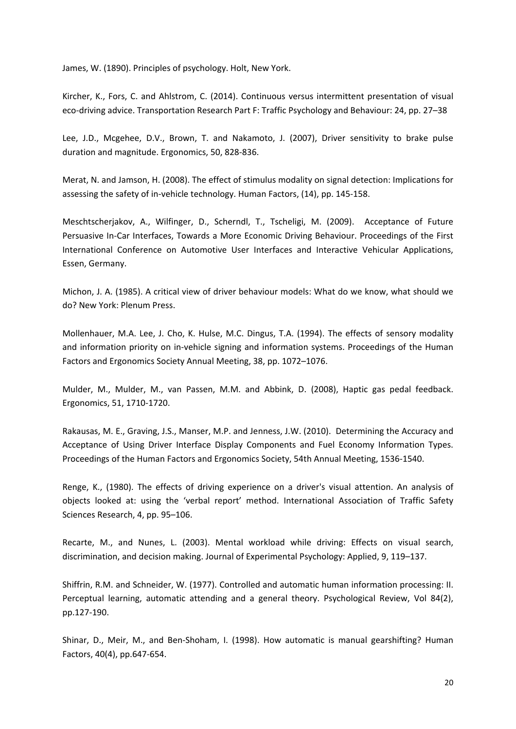James, W. (1890). Principles of psychology. Holt, New York.

Kircher, K., Fors, C. and Ahlstrom, C. (2014). Continuous versus intermittent presentation of visual eco-driving advice. Transportation Research Part F: Traffic Psychology and Behaviour: 24, pp. 27–38

Lee, J.D., Mcgehee, D.V., Brown, T. and Nakamoto, J. (2007), Driver sensitivity to brake pulse duration and magnitude. Ergonomics, 50, 828-836.

Merat, N. and Jamson, H. (2008). The effect of stimulus modality on signal detection: Implications for assessing the safety of in-vehicle technology. Human Factors, (14), pp. 145-158.

Meschtscherjakov, A., Wilfinger, D., Scherndl, T., Tscheligi, M. (2009). Acceptance of Future Persuasive In-Car Interfaces, Towards a More Economic Driving Behaviour. Proceedings of the First International Conference on Automotive User Interfaces and Interactive Vehicular Applications, Essen, Germany.

Michon, J. A. (1985). A critical view of driver behaviour models: What do we know, what should we do? New York: Plenum Press.

Mollenhauer, M.A. Lee, J. Cho, K. Hulse, M.C. Dingus, T.A. (1994). The effects of sensory modality and information priority on in-vehicle signing and information systems. Proceedings of the Human Factors and Ergonomics Society Annual Meeting, 38, pp. 1072–1076.

Mulder, M., Mulder, M., van Passen, M.M. and Abbink, D. (2008), Haptic gas pedal feedback. Ergonomics, 51, 1710-1720.

Rakausas, M. E., Graving, J.S., Manser, M.P. and Jenness, J.W. (2010). Determining the Accuracy and Acceptance of Using Driver Interface Display Components and Fuel Economy Information Types. Proceedings of the Human Factors and Ergonomics Society, 54th Annual Meeting, 1536-1540.

Renge, K., (1980). The effects of driving experience on a driver's visual attention. An analysis of objects looked at: using the 'verbal report' method. International Association of Traffic Safety Sciences Research, 4, pp. 95–106.

Recarte, M., and Nunes, L. (2003). Mental workload while driving: Effects on visual search, discrimination, and decision making. Journal of Experimental Psychology: Applied, 9, 119–137.

Shiffrin, R.M. and Schneider, W. (1977). Controlled and automatic human information processing: II. Perceptual learning, automatic attending and a general theory. Psychological Review, Vol 84(2), pp.127-190.

Shinar, D., Meir, M., and Ben-Shoham, I. (1998). How automatic is manual gearshifting? Human Factors, 40(4), pp.647-654.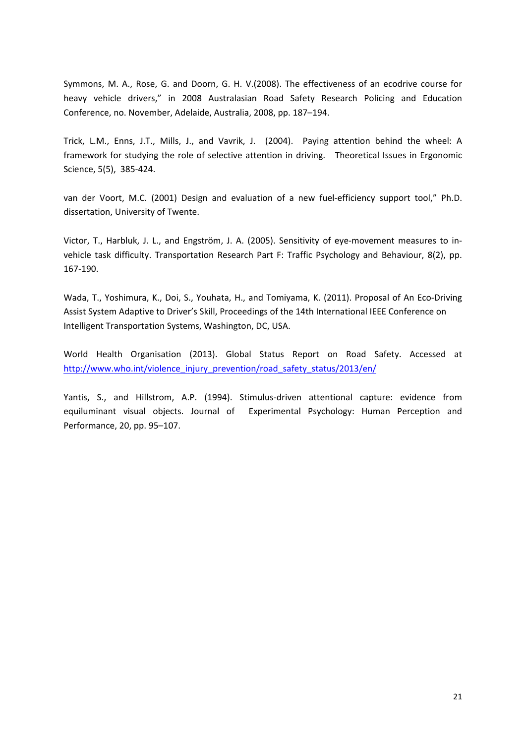Symmons, M. A., Rose, G. and Doorn, G. H. V.(2008). The effectiveness of an ecodrive course for heavy vehicle drivers," in 2008 Australasian Road Safety Research Policing and Education Conference, no. November, Adelaide, Australia, 2008, pp. 187–194.

Trick, L.M., Enns, J.T., Mills, J., and Vavrik, J. (2004). Paying attention behind the wheel: A framework for studying the role of selective attention in driving. Theoretical Issues in Ergonomic Science, 5(5), 385-424.

van der Voort, M.C. (2001) Design and evaluation of a new fuel-efficiency support tool," Ph.D. dissertation, University of Twente.

Victor, T., Harbluk, J. L., and Engström, J. A. (2005). Sensitivity of eye-movement measures to in-vehicle task difficulty. Transportation Research Part F: Traffic Psychology and Behaviour, 8(2), pp. 167-190.

Wada, T., Yoshimura, K., Doi, S., Youhata, H., and Tomiyama, K. (2011). Proposal of An Eco-Driving Assist System Adaptive to Driver's Skill, Proceedings of the 14th International IEEE Conference on Intelligent Transportation Systems, Washington, DC, USA.

World Health Organisation (2013). Global Status Report on Road Safety. Accessed at http://www.who.int/violence_injury_prevention/road_safety_status/2013/en/

Yantis, S., and Hillstrom, A.P. (1994). Stimulus-driven attentional capture: evidence from equiluminant visual objects. Journal of Experimental Psychology: Human Perception and Performance, 20, pp. 95–107.